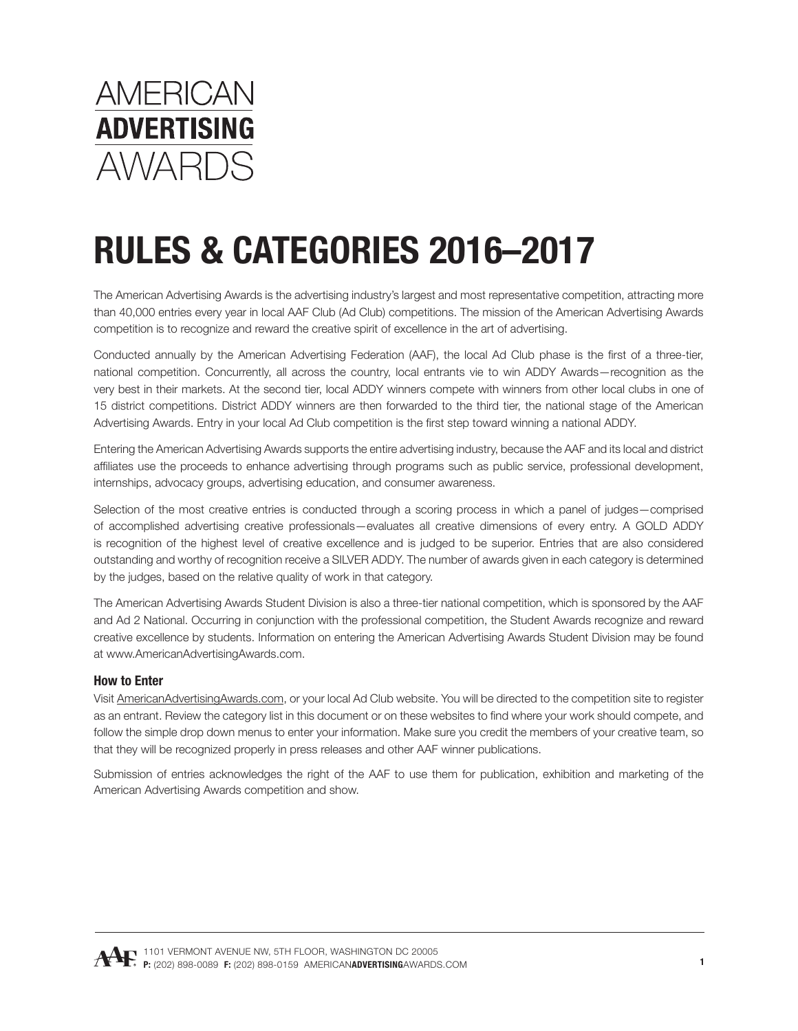AMERICAN
**ADVERTISING**
AWARDS

# RULES & CATEGORIES 2016–2017

The American Advertising Awards is the advertising industry's largest and most representative competition, attracting more than 40,000 entries every year in local AAF Club (Ad Club) competitions. The mission of the American Advertising Awards competition is to recognize and reward the creative spirit of excellence in the art of advertising.

Conducted annually by the American Advertising Federation (AAF), the local Ad Club phase is the first of a three-tier, national competition. Concurrently, all across the country, local entrants vie to win ADDY Awards—recognition as the very best in their markets. At the second tier, local ADDY winners compete with winners from other local clubs in one of 15 district competitions. District ADDY winners are then forwarded to the third tier, the national stage of the American Advertising Awards. Entry in your local Ad Club competition is the first step toward winning a national ADDY.

Entering the American Advertising Awards supports the entire advertising industry, because the AAF and its local and district affiliates use the proceeds to enhance advertising through programs such as public service, professional development, internships, advocacy groups, advertising education, and consumer awareness.

Selection of the most creative entries is conducted through a scoring process in which a panel of judges—comprised of accomplished advertising creative professionals—evaluates all creative dimensions of every entry. A GOLD ADDY is recognition of the highest level of creative excellence and is judged to be superior. Entries that are also considered outstanding and worthy of recognition receive a SILVER ADDY. The number of awards given in each category is determined by the judges, based on the relative quality of work in that category.

The American Advertising Awards Student Division is also a three-tier national competition, which is sponsored by the AAF and Ad 2 National. Occurring in conjunction with the professional competition, the Student Awards recognize and reward creative excellence by students. Information on entering the American Advertising Awards Student Division may be found at www.AmericanAdvertisingAwards.com.

### How to Enter

Visit AmericanAdvertisingAwards.com, or your local Ad Club website. You will be directed to the competition site to register as an entrant. Review the category list in this document or on these websites to find where your work should compete, and follow the simple drop down menus to enter your information. Make sure you credit the members of your creative team, so that they will be recognized properly in press releases and other AAF winner publications.

Submission of entries acknowledges the right of the AAF to use them for publication, exhibition and marketing of the American Advertising Awards competition and show.

1101 VERMONT AVENUE NW, 5TH FLOOR, WASHINGTON DC 20005
**P:** (202) 898-0089 **F:** (202) 898-0159 AMERICAN**ADVERTISING**AWARDS.COM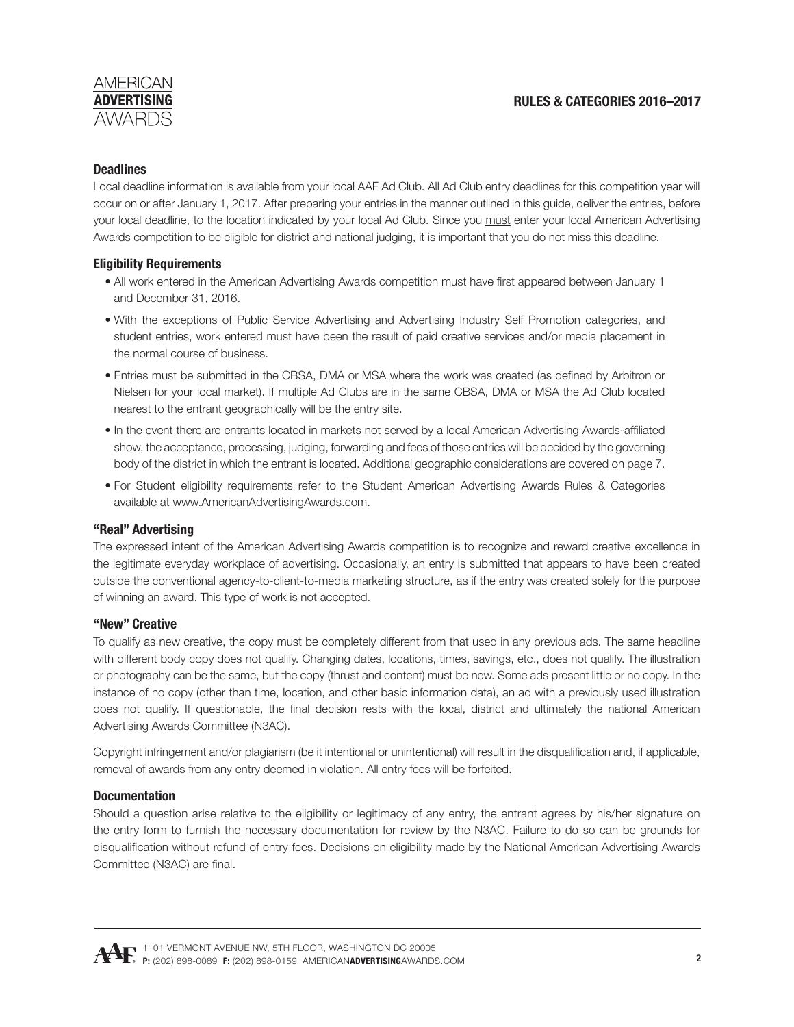## Deadlines

Local deadline information is available from your local AAF Ad Club. All Ad Club entry deadlines for this competition year will occur on or after January 1, 2017. After preparing your entries in the manner outlined in this guide, deliver the entries, before your local deadline, to the location indicated by your local Ad Club. Since you must enter your local American Advertising Awards competition to be eligible for district and national judging, it is important that you do not miss this deadline.

## Eligibility Requirements

- All work entered in the American Advertising Awards competition must have first appeared between January 1 and December 31, 2016.
- With the exceptions of Public Service Advertising and Advertising Industry Self Promotion categories, and student entries, work entered must have been the result of paid creative services and/or media placement in the normal course of business.
- Entries must be submitted in the CBSA, DMA or MSA where the work was created (as defined by Arbitron or Nielsen for your local market). If multiple Ad Clubs are in the same CBSA, DMA or MSA the Ad Club located nearest to the entrant geographically will be the entry site.
- In the event there are entrants located in markets not served by a local American Advertising Awards-affiliated show, the acceptance, processing, judging, forwarding and fees of those entries will be decided by the governing body of the district in which the entrant is located. Additional geographic considerations are covered on page 7.
- For Student eligibility requirements refer to the Student American Advertising Awards Rules & Categories available at www.AmericanAdvertisingAwards.com.

## "Real" Advertising

The expressed intent of the American Advertising Awards competition is to recognize and reward creative excellence in the legitimate everyday workplace of advertising. Occasionally, an entry is submitted that appears to have been created outside the conventional agency-to-client-to-media marketing structure, as if the entry was created solely for the purpose of winning an award. This type of work is not accepted.

## "New" Creative

To qualify as new creative, the copy must be completely different from that used in any previous ads. The same headline with different body copy does not qualify. Changing dates, locations, times, savings, etc., does not qualify. The illustration or photography can be the same, but the copy (thrust and content) must be new. Some ads present little or no copy. In the instance of no copy (other than time, location, and other basic information data), an ad with a previously used illustration does not qualify. If questionable, the final decision rests with the local, district and ultimately the national American Advertising Awards Committee (N3AC).

Copyright infringement and/or plagiarism (be it intentional or unintentional) will result in the disqualification and, if applicable, removal of awards from any entry deemed in violation. All entry fees will be forfeited.

## Documentation

Should a question arise relative to the eligibility or legitimacy of any entry, the entrant agrees by his/her signature on the entry form to furnish the necessary documentation for review by the N3AC. Failure to do so can be grounds for disqualification without refund of entry fees. Decisions on eligibility made by the National American Advertising Awards Committee (N3AC) are final.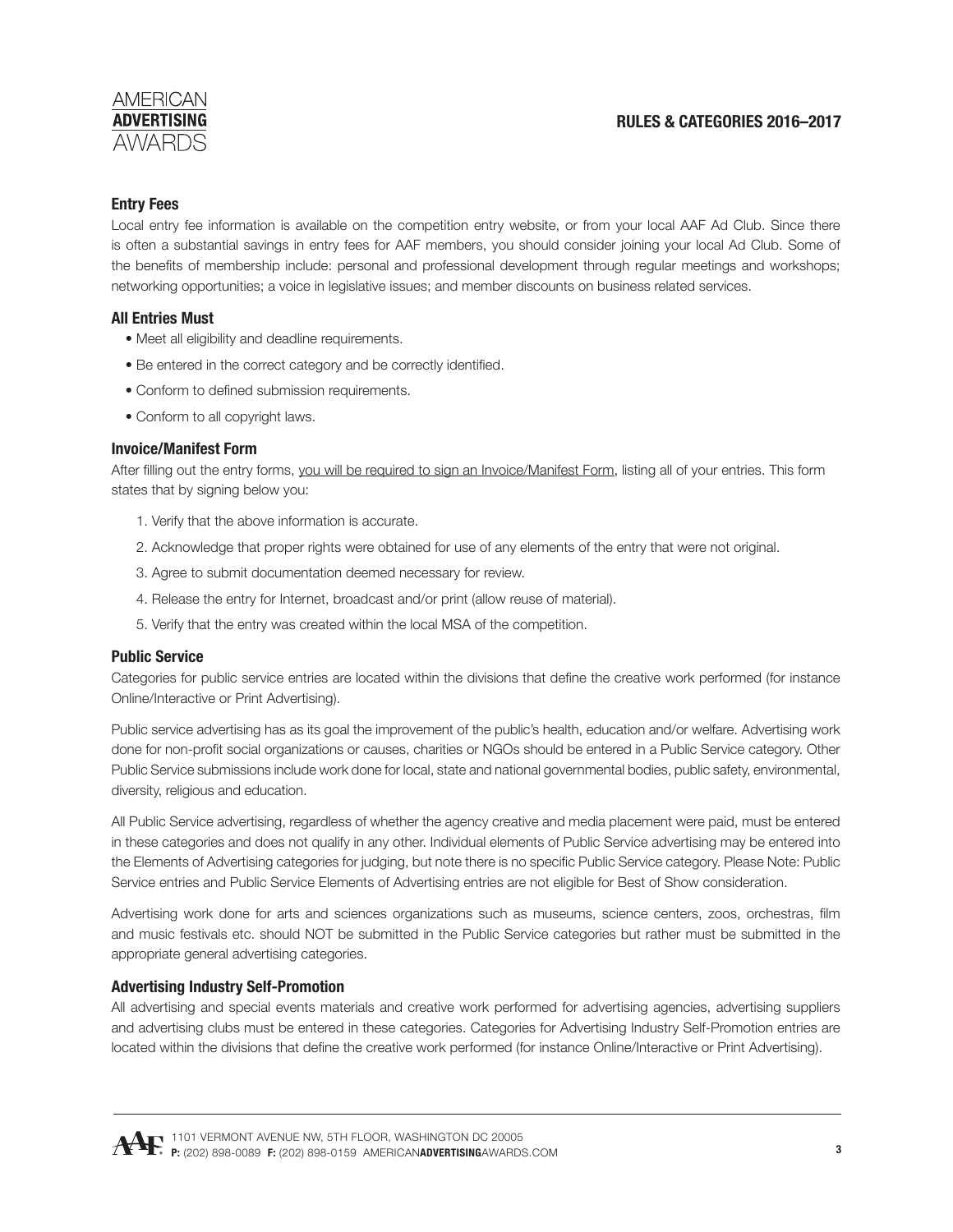## Entry Fees

Local entry fee information is available on the competition entry website, or from your local AAF Ad Club. Since there is often a substantial savings in entry fees for AAF members, you should consider joining your local Ad Club. Some of the benefits of membership include: personal and professional development through regular meetings and workshops; networking opportunities; a voice in legislative issues; and member discounts on business related services.

## All Entries Must

- Meet all eligibility and deadline requirements.
- Be entered in the correct category and be correctly identified.
- Conform to defined submission requirements.
- Conform to all copyright laws.

## Invoice/Manifest Form

After filling out the entry forms, <u>you will be required to sign an Invoice/Manifest Form</u>, listing all of your entries. This form states that by signing below you:

1. Verify that the above information is accurate.
2. Acknowledge that proper rights were obtained for use of any elements of the entry that were not original.
3. Agree to submit documentation deemed necessary for review.
4. Release the entry for Internet, broadcast and/or print (allow reuse of material).
5. Verify that the entry was created within the local MSA of the competition.

## Public Service

Categories for public service entries are located within the divisions that define the creative work performed (for instance Online/Interactive or Print Advertising).

Public service advertising has as its goal the improvement of the public's health, education and/or welfare. Advertising work done for non-profit social organizations or causes, charities or NGOs should be entered in a Public Service category. Other Public Service submissions include work done for local, state and national governmental bodies, public safety, environmental, diversity, religious and education.

All Public Service advertising, regardless of whether the agency creative and media placement were paid, must be entered in these categories and does not qualify in any other. Individual elements of Public Service advertising may be entered into the Elements of Advertising categories for judging, but note there is no specific Public Service category. Please Note: Public Service entries and Public Service Elements of Advertising entries are not eligible for Best of Show consideration.

Advertising work done for arts and sciences organizations such as museums, science centers, zoos, orchestras, film and music festivals etc. should NOT be submitted in the Public Service categories but rather must be submitted in the appropriate general advertising categories.

## Advertising Industry Self-Promotion

All advertising and special events materials and creative work performed for advertising agencies, advertising suppliers and advertising clubs must be entered in these categories. Categories for Advertising Industry Self-Promotion entries are located within the divisions that define the creative work performed (for instance Online/Interactive or Print Advertising).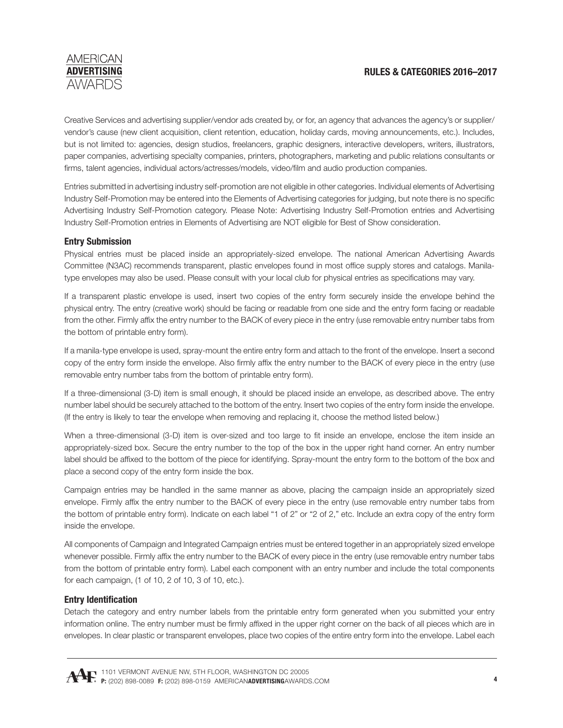Creative Services and advertising supplier/vendor ads created by, or for, an agency that advances the agency's or supplier/vendor's cause (new client acquisition, client retention, education, holiday cards, moving announcements, etc.). Includes, but is not limited to: agencies, design studios, freelancers, graphic designers, interactive developers, writers, illustrators, paper companies, advertising specialty companies, printers, photographers, marketing and public relations consultants or firms, talent agencies, individual actors/actresses/models, video/film and audio production companies.

Entries submitted in advertising industry self-promotion are not eligible in other categories. Individual elements of Advertising Industry Self-Promotion may be entered into the Elements of Advertising categories for judging, but note there is no specific Advertising Industry Self-Promotion category. Please Note: Advertising Industry Self-Promotion entries and Advertising Industry Self-Promotion entries in Elements of Advertising are NOT eligible for Best of Show consideration.

### Entry Submission

Physical entries must be placed inside an appropriately-sized envelope. The national American Advertising Awards Committee (N3AC) recommends transparent, plastic envelopes found in most office supply stores and catalogs. Manila-type envelopes may also be used. Please consult with your local club for physical entries as specifications may vary.

If a transparent plastic envelope is used, insert two copies of the entry form securely inside the envelope behind the physical entry. The entry (creative work) should be facing or readable from one side and the entry form facing or readable from the other. Firmly affix the entry number to the BACK of every piece in the entry (use removable entry number tabs from the bottom of printable entry form).

If a manila-type envelope is used, spray-mount the entire entry form and attach to the front of the envelope. Insert a second copy of the entry form inside the envelope. Also firmly affix the entry number to the BACK of every piece in the entry (use removable entry number tabs from the bottom of printable entry form).

If a three-dimensional (3-D) item is small enough, it should be placed inside an envelope, as described above. The entry number label should be securely attached to the bottom of the entry. Insert two copies of the entry form inside the envelope. (If the entry is likely to tear the envelope when removing and replacing it, choose the method listed below.)

When a three-dimensional (3-D) item is over-sized and too large to fit inside an envelope, enclose the item inside an appropriately-sized box. Secure the entry number to the top of the box in the upper right hand corner. An entry number label should be affixed to the bottom of the piece for identifying. Spray-mount the entry form to the bottom of the box and place a second copy of the entry form inside the box.

Campaign entries may be handled in the same manner as above, placing the campaign inside an appropriately sized envelope. Firmly affix the entry number to the BACK of every piece in the entry (use removable entry number tabs from the bottom of printable entry form). Indicate on each label "1 of 2" or "2 of 2," etc. Include an extra copy of the entry form inside the envelope.

All components of Campaign and Integrated Campaign entries must be entered together in an appropriately sized envelope whenever possible. Firmly affix the entry number to the BACK of every piece in the entry (use removable entry number tabs from the bottom of printable entry form). Label each component with an entry number and include the total components for each campaign, (1 of 10, 2 of 10, 3 of 10, etc.).

### Entry Identification

Detach the category and entry number labels from the printable entry form generated when you submitted your entry information online. The entry number must be firmly affixed in the upper right corner on the back of all pieces which are in envelopes. In clear plastic or transparent envelopes, place two copies of the entire entry form into the envelope. Label each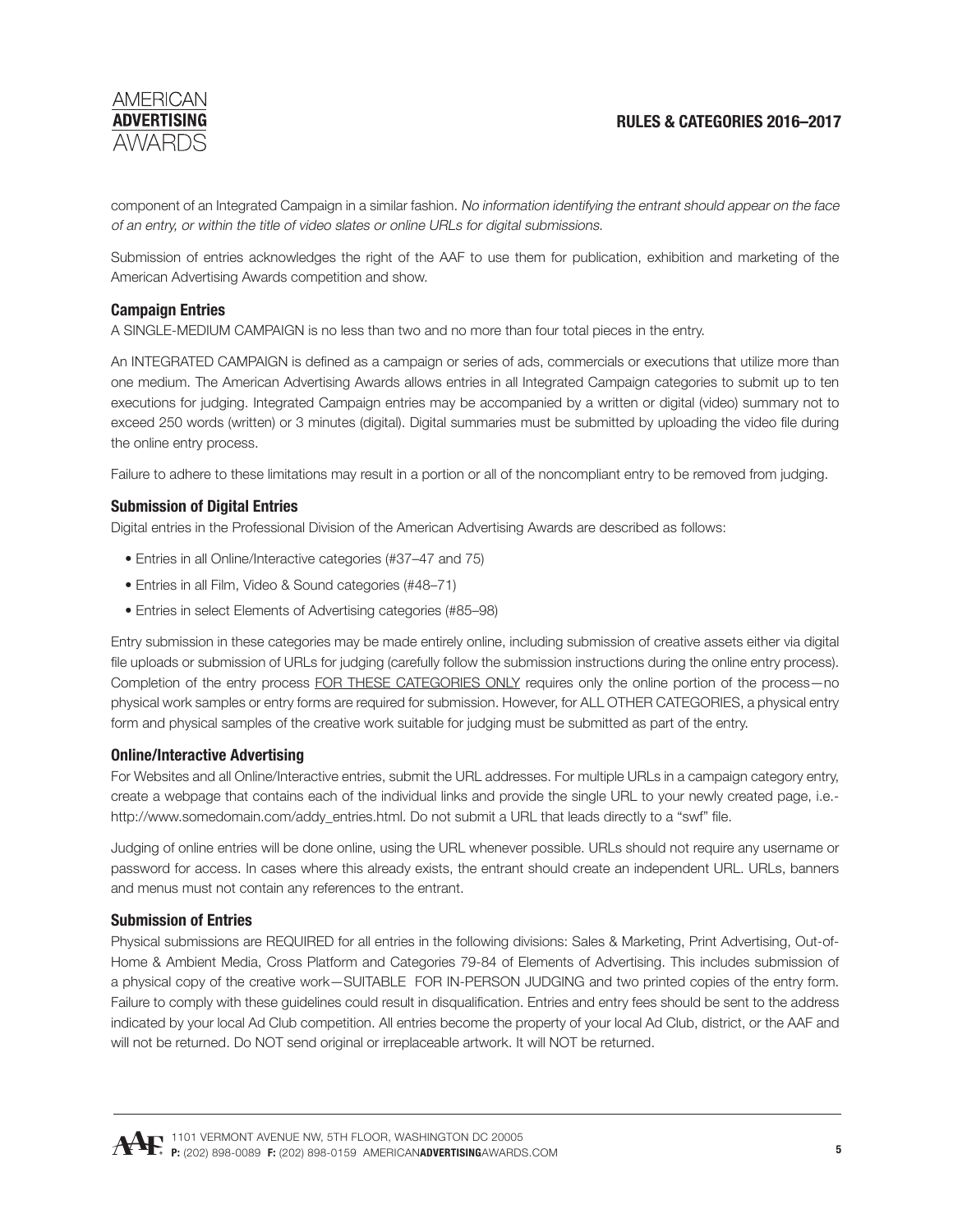component of an Integrated Campaign in a similar fashion. *No information identifying the entrant should appear on the face of an entry, or within the title of video slates or online URLs for digital submissions.*

Submission of entries acknowledges the right of the AAF to use them for publication, exhibition and marketing of the American Advertising Awards competition and show.

### Campaign Entries

A SINGLE-MEDIUM CAMPAIGN is no less than two and no more than four total pieces in the entry.

An INTEGRATED CAMPAIGN is defined as a campaign or series of ads, commercials or executions that utilize more than one medium. The American Advertising Awards allows entries in all Integrated Campaign categories to submit up to ten executions for judging. Integrated Campaign entries may be accompanied by a written or digital (video) summary not to exceed 250 words (written) or 3 minutes (digital). Digital summaries must be submitted by uploading the video file during the online entry process.

Failure to adhere to these limitations may result in a portion or all of the noncompliant entry to be removed from judging.

### Submission of Digital Entries

Digital entries in the Professional Division of the American Advertising Awards are described as follows:

- Entries in all Online/Interactive categories (#37–47 and 75)
- Entries in all Film, Video & Sound categories (#48–71)
- Entries in select Elements of Advertising categories (#85–98)

Entry submission in these categories may be made entirely online, including submission of creative assets either via digital file uploads or submission of URLs for judging (carefully follow the submission instructions during the online entry process). Completion of the entry process <u>FOR THESE CATEGORIES ONLY</u> requires only the online portion of the process—no physical work samples or entry forms are required for submission. However, for ALL OTHER CATEGORIES, a physical entry form and physical samples of the creative work suitable for judging must be submitted as part of the entry.

### Online/Interactive Advertising

For Websites and all Online/Interactive entries, submit the URL addresses. For multiple URLs in a campaign category entry, create a webpage that contains each of the individual links and provide the single URL to your newly created page, i.e.- http://www.somedomain.com/addy_entries.html. Do not submit a URL that leads directly to a "swf" file.

Judging of online entries will be done online, using the URL whenever possible. URLs should not require any username or password for access. In cases where this already exists, the entrant should create an independent URL. URLs, banners and menus must not contain any references to the entrant.

### Submission of Entries

Physical submissions are REQUIRED for all entries in the following divisions: Sales & Marketing, Print Advertising, Out-of-Home & Ambient Media, Cross Platform and Categories 79-84 of Elements of Advertising. This includes submission of a physical copy of the creative work—SUITABLE FOR IN-PERSON JUDGING and two printed copies of the entry form. Failure to comply with these guidelines could result in disqualification. Entries and entry fees should be sent to the address indicated by your local Ad Club competition. All entries become the property of your local Ad Club, district, or the AAF and will not be returned. Do NOT send original or irreplaceable artwork. It will NOT be returned.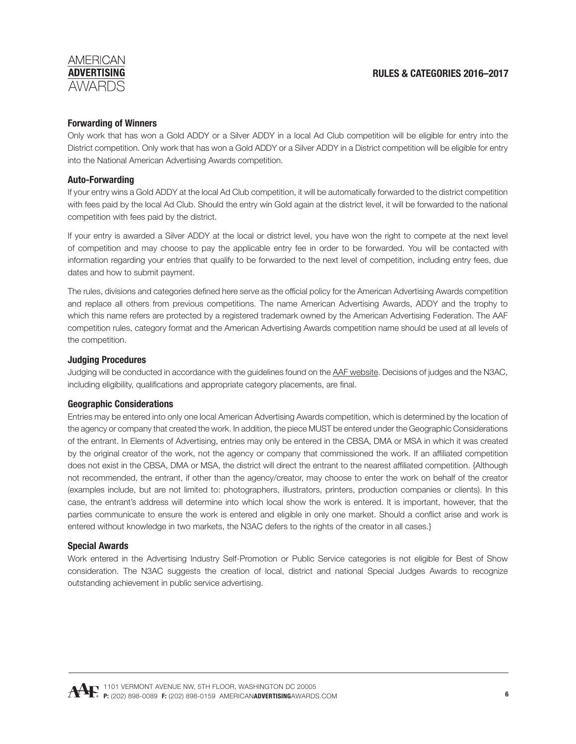## Forwarding of Winners

Only work that has won a Gold ADDY or a Silver ADDY in a local Ad Club competition will be eligible for entry into the District competition. Only work that has won a Gold ADDY or a Silver ADDY in a District competition will be eligible for entry into the National American Advertising Awards competition.

## Auto-Forwarding

If your entry wins a Gold ADDY at the local Ad Club competition, it will be automatically forwarded to the district competition with fees paid by the local Ad Club. Should the entry win Gold again at the district level, it will be forwarded to the national competition with fees paid by the district.

If your entry is awarded a Silver ADDY at the local or district level, you have won the right to compete at the next level of competition and may choose to pay the applicable entry fee in order to be forwarded. You will be contacted with information regarding your entries that qualify to be forwarded to the next level of competition, including entry fees, due dates and how to submit payment.

The rules, divisions and categories defined here serve as the official policy for the American Advertising Awards competition and replace all others from previous competitions. The name American Advertising Awards, ADDY and the trophy to which this name refers are protected by a registered trademark owned by the American Advertising Federation. The AAF competition rules, category format and the American Advertising Awards competition name should be used at all levels of the competition.

## Judging Procedures

Judging will be conducted in accordance with the guidelines found on the AAF website. Decisions of judges and the N3AC, including eligibility, qualifications and appropriate category placements, are final.

## Geographic Considerations

Entries may be entered into only one local American Advertising Awards competition, which is determined by the location of the agency or company that created the work. In addition, the piece MUST be entered under the Geographic Considerations of the entrant. In Elements of Advertising, entries may only be entered in the CBSA, DMA or MSA in which it was created by the original creator of the work, not the agency or company that commissioned the work. If an affiliated competition does not exist in the CBSA, DMA or MSA, the district will direct the entrant to the nearest affiliated competition. {Although not recommended, the entrant, if other than the agency/creator, may choose to enter the work on behalf of the creator (examples include, but are not limited to: photographers, illustrators, printers, production companies or clients). In this case, the entrant's address will determine into which local show the work is entered. It is important, however, that the parties communicate to ensure the work is entered and eligible in only one market. Should a conflict arise and work is entered without knowledge in two markets, the N3AC defers to the rights of the creator in all cases.}

## Special Awards

Work entered in the Advertising Industry Self-Promotion or Public Service categories is not eligible for Best of Show consideration. The N3AC suggests the creation of local, district and national Special Judges Awards to recognize outstanding achievement in public service advertising.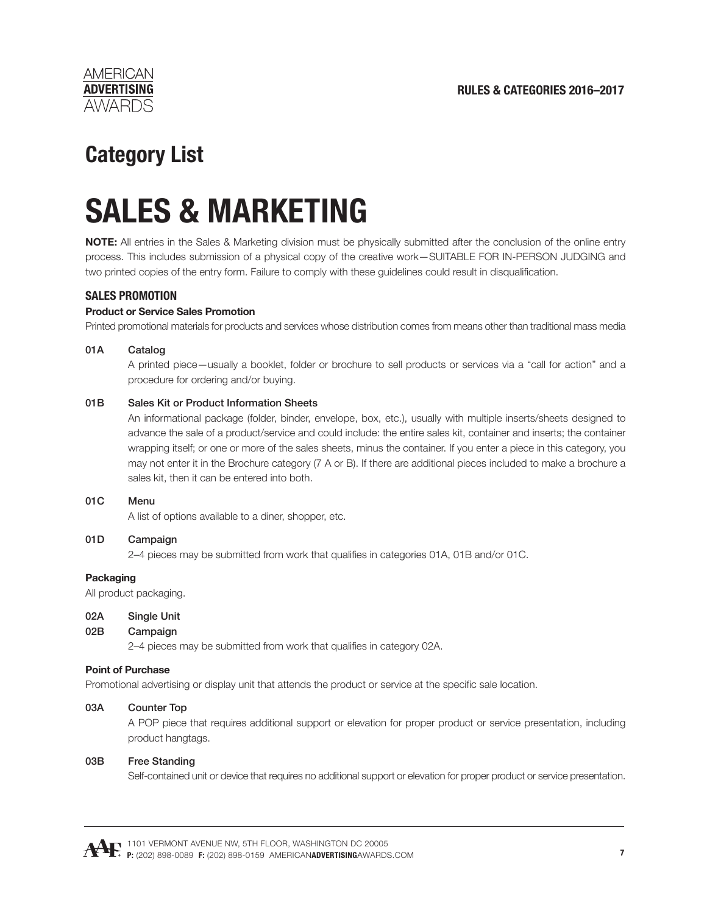# Category List

# SALES & MARKETING

**NOTE:** All entries in the Sales & Marketing division must be physically submitted after the conclusion of the online entry process. This includes submission of a physical copy of the creative work—SUITABLE FOR IN-PERSON JUDGING and two printed copies of the entry form. Failure to comply with these guidelines could result in disqualification.

### SALES PROMOTION

#### Product or Service Sales Promotion

Printed promotional materials for products and services whose distribution comes from means other than traditional mass media

**01A Catalog**

A printed piece—usually a booklet, folder or brochure to sell products or services via a "call for action" and a procedure for ordering and/or buying.

**01B Sales Kit or Product Information Sheets**

An informational package (folder, binder, envelope, box, etc.), usually with multiple inserts/sheets designed to advance the sale of a product/service and could include: the entire sales kit, container and inserts; the container wrapping itself; or one or more of the sales sheets, minus the container. If you enter a piece in this category, you may not enter it in the Brochure category (7 A or B). If there are additional pieces included to make a brochure a sales kit, then it can be entered into both.

**01C Menu**

A list of options available to a diner, shopper, etc.

**01D Campaign**

2–4 pieces may be submitted from work that qualifies in categories 01A, 01B and/or 01C.

#### Packaging

All product packaging.

**02A Single Unit**

**02B Campaign**

2–4 pieces may be submitted from work that qualifies in category 02A.

#### Point of Purchase

Promotional advertising or display unit that attends the product or service at the specific sale location.

**03A Counter Top**

A POP piece that requires additional support or elevation for proper product or service presentation, including product hangtags.

**03B Free Standing**

Self-contained unit or device that requires no additional support or elevation for proper product or service presentation.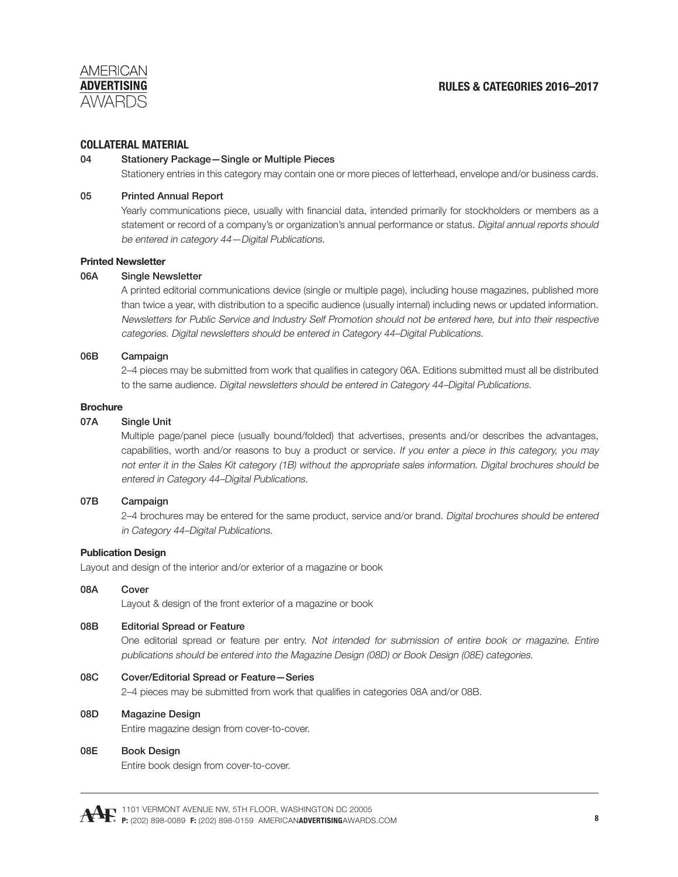## COLLATERAL MATERIAL

**04 Stationery Package—Single or Multiple Pieces**

Stationery entries in this category may contain one or more pieces of letterhead, envelope and/or business cards.

**05 Printed Annual Report**

Yearly communications piece, usually with financial data, intended primarily for stockholders or members as a statement or record of a company's or organization's annual performance or status. *Digital annual reports should be entered in category 44—Digital Publications.*

### Printed Newsletter

**06A Single Newsletter**

A printed editorial communications device (single or multiple page), including house magazines, published more than twice a year, with distribution to a specific audience (usually internal) including news or updated information. *Newsletters for Public Service and Industry Self Promotion should not be entered here, but into their respective categories. Digital newsletters should be entered in Category 44–Digital Publications.*

**06B Campaign**

2–4 pieces may be submitted from work that qualifies in category 06A. Editions submitted must all be distributed to the same audience. *Digital newsletters should be entered in Category 44–Digital Publications.*

### Brochure

**07A Single Unit**

Multiple page/panel piece (usually bound/folded) that advertises, presents and/or describes the advantages, capabilities, worth and/or reasons to buy a product or service. *If you enter a piece in this category, you may not enter it in the Sales Kit category (1B) without the appropriate sales information. Digital brochures should be entered in Category 44–Digital Publications.*

**07B Campaign**

2–4 brochures may be entered for the same product, service and/or brand. *Digital brochures should be entered in Category 44–Digital Publications.*

### Publication Design

Layout and design of the interior and/or exterior of a magazine or book

**08A Cover**

Layout & design of the front exterior of a magazine or book

**08B Editorial Spread or Feature**

One editorial spread or feature per entry. *Not intended for submission of entire book or magazine. Entire publications should be entered into the Magazine Design (08D) or Book Design (08E) categories.*

**08C Cover/Editorial Spread or Feature—Series**

2–4 pieces may be submitted from work that qualifies in categories 08A and/or 08B.

**08D Magazine Design**

Entire magazine design from cover-to-cover.

**08E Book Design**

Entire book design from cover-to-cover.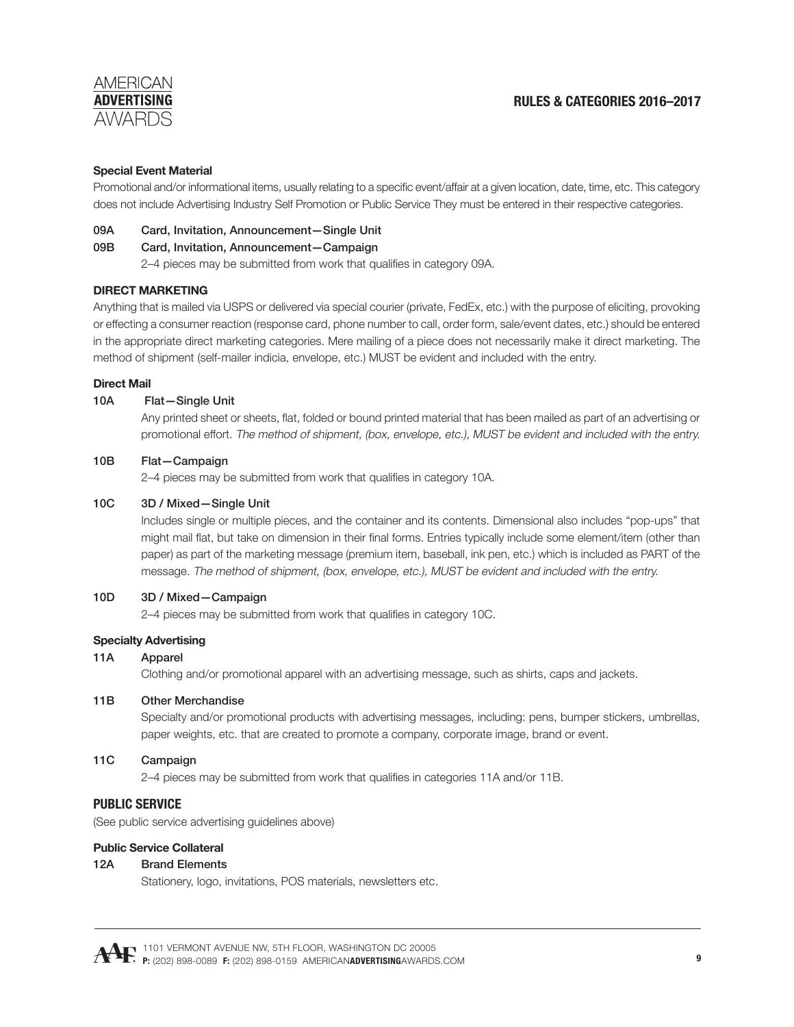**Special Event Material**

Promotional and/or informational items, usually relating to a specific event/affair at a given location, date, time, etc. This category does not include Advertising Industry Self Promotion or Public Service They must be entered in their respective categories.

**09A Card, Invitation, Announcement—Single Unit**

**09B Card, Invitation, Announcement—Campaign**

2–4 pieces may be submitted from work that qualifies in category 09A.

## DIRECT MARKETING

Anything that is mailed via USPS or delivered via special courier (private, FedEx, etc.) with the purpose of eliciting, provoking or effecting a consumer reaction (response card, phone number to call, order form, sale/event dates, etc.) should be entered in the appropriate direct marketing categories. Mere mailing of a piece does not necessarily make it direct marketing. The method of shipment (self-mailer indicia, envelope, etc.) MUST be evident and included with the entry.

### Direct Mail

**10A Flat—Single Unit**

Any printed sheet or sheets, flat, folded or bound printed material that has been mailed as part of an advertising or promotional effort. *The method of shipment, (box, envelope, etc.), MUST be evident and included with the entry.*

**10B Flat—Campaign**

2–4 pieces may be submitted from work that qualifies in category 10A.

**10C 3D / Mixed—Single Unit**

Includes single or multiple pieces, and the container and its contents. Dimensional also includes "pop-ups" that might mail flat, but take on dimension in their final forms. Entries typically include some element/item (other than paper) as part of the marketing message (premium item, baseball, ink pen, etc.) which is included as PART of the message. *The method of shipment, (box, envelope, etc.), MUST be evident and included with the entry.*

**10D 3D / Mixed—Campaign**

2–4 pieces may be submitted from work that qualifies in category 10C.

### Specialty Advertising

**11A Apparel**

Clothing and/or promotional apparel with an advertising message, such as shirts, caps and jackets.

**11B Other Merchandise**

Specialty and/or promotional products with advertising messages, including: pens, bumper stickers, umbrellas, paper weights, etc. that are created to promote a company, corporate image, brand or event.

**11C Campaign**

2–4 pieces may be submitted from work that qualifies in categories 11A and/or 11B.

## PUBLIC SERVICE

(See public service advertising guidelines above)

### Public Service Collateral

**12A Brand Elements**

Stationery, logo, invitations, POS materials, newsletters etc.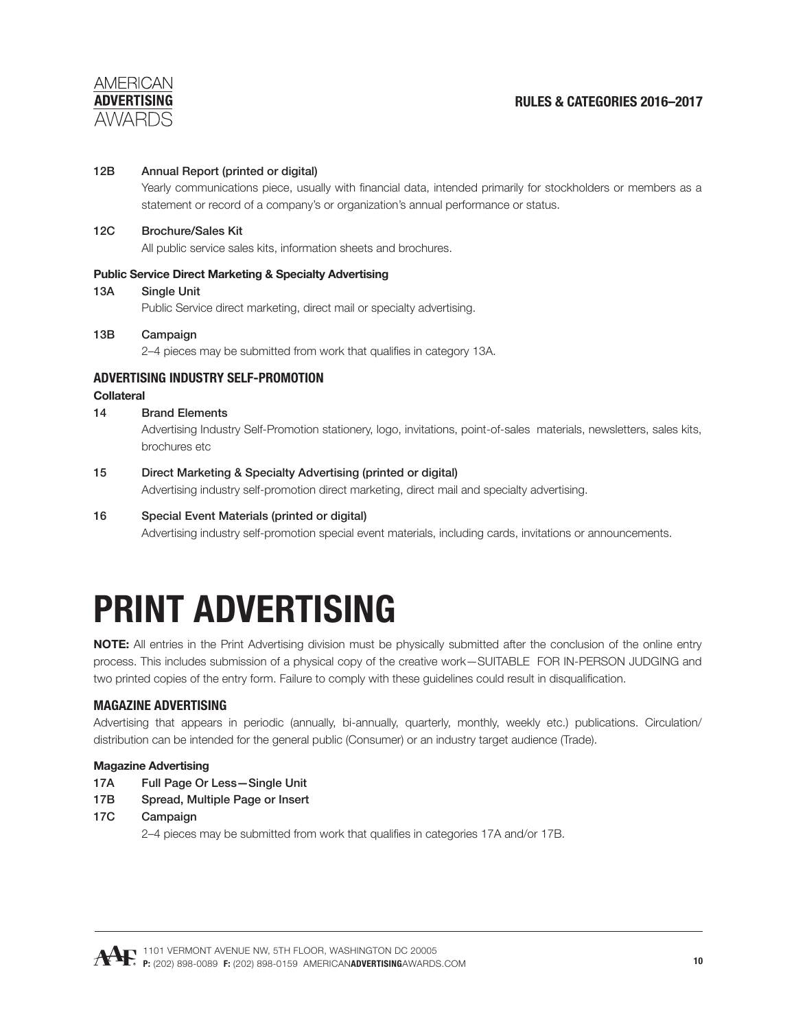**12B Annual Report (printed or digital)**

Yearly communications piece, usually with financial data, intended primarily for stockholders or members as a statement or record of a company's or organization's annual performance or status.

**12C Brochure/Sales Kit**

All public service sales kits, information sheets and brochures.

**Public Service Direct Marketing & Specialty Advertising**

**13A Single Unit**

Public Service direct marketing, direct mail or specialty advertising.

**13B Campaign**

2–4 pieces may be submitted from work that qualifies in category 13A.

### ADVERTISING INDUSTRY SELF-PROMOTION

**Collateral**

**14 Brand Elements**

Advertising Industry Self-Promotion stationery, logo, invitations, point-of-sales materials, newsletters, sales kits, brochures etc

**15 Direct Marketing & Specialty Advertising (printed or digital)**

Advertising industry self-promotion direct marketing, direct mail and specialty advertising.

**16 Special Event Materials (printed or digital)**

Advertising industry self-promotion special event materials, including cards, invitations or announcements.

# PRINT ADVERTISING

**NOTE:** All entries in the Print Advertising division must be physically submitted after the conclusion of the online entry process. This includes submission of a physical copy of the creative work—SUITABLE FOR IN-PERSON JUDGING and two printed copies of the entry form. Failure to comply with these guidelines could result in disqualification.

### MAGAZINE ADVERTISING

Advertising that appears in periodic (annually, bi-annually, quarterly, monthly, weekly etc.) publications. Circulation/distribution can be intended for the general public (Consumer) or an industry target audience (Trade).

**Magazine Advertising**

**17A Full Page Or Less—Single Unit**

**17B Spread, Multiple Page or Insert**

**17C Campaign**

2–4 pieces may be submitted from work that qualifies in categories 17A and/or 17B.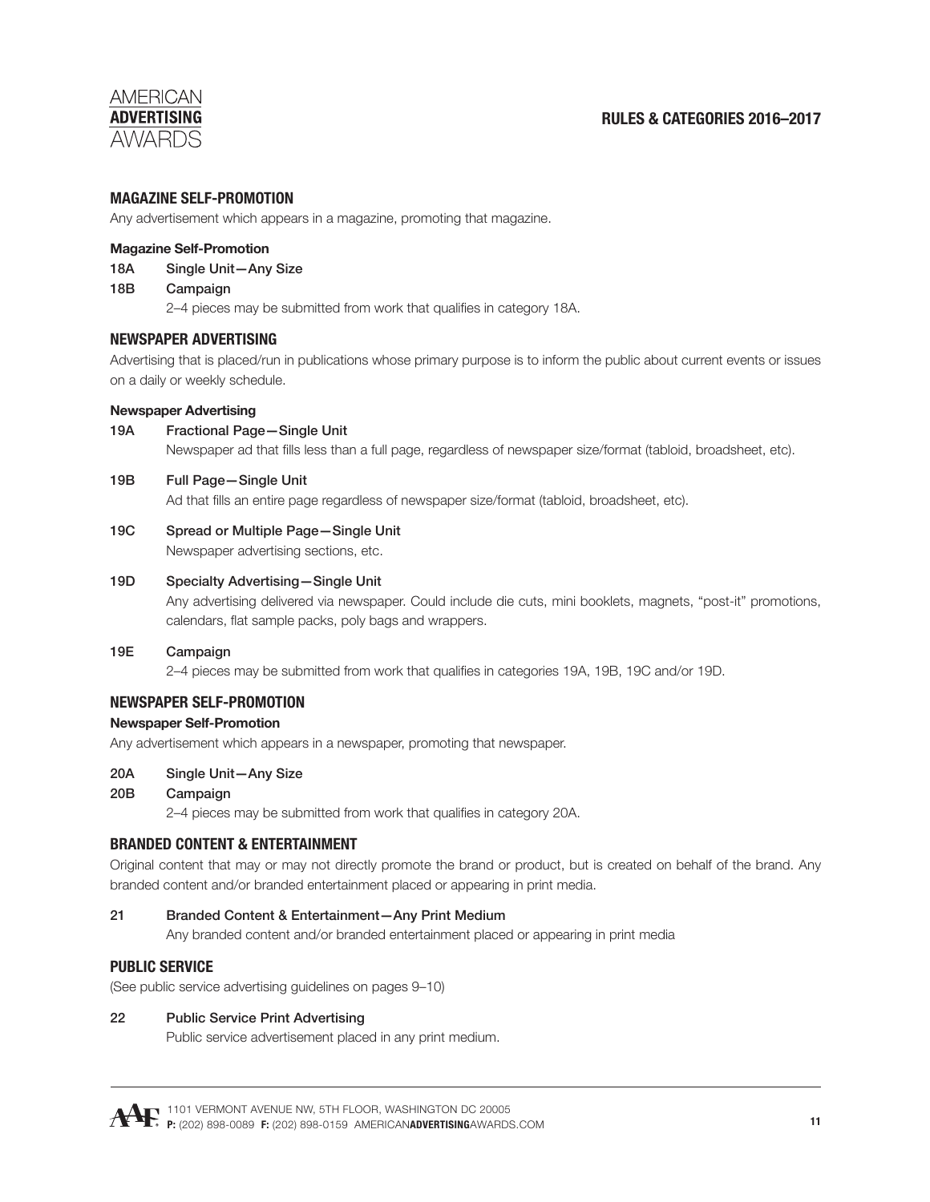## MAGAZINE SELF-PROMOTION

Any advertisement which appears in a magazine, promoting that magazine.

**Magazine Self-Promotion**

**18A** Single Unit—Any Size

**18B** Campaign

2–4 pieces may be submitted from work that qualifies in category 18A.

## NEWSPAPER ADVERTISING

Advertising that is placed/run in publications whose primary purpose is to inform the public about current events or issues on a daily or weekly schedule.

**Newspaper Advertising**

**19A** Fractional Page—Single Unit

Newspaper ad that fills less than a full page, regardless of newspaper size/format (tabloid, broadsheet, etc).

**19B** Full Page—Single Unit

Ad that fills an entire page regardless of newspaper size/format (tabloid, broadsheet, etc).

**19C** Spread or Multiple Page—Single Unit

Newspaper advertising sections, etc.

**19D** Specialty Advertising—Single Unit

Any advertising delivered via newspaper. Could include die cuts, mini booklets, magnets, "post-it" promotions, calendars, flat sample packs, poly bags and wrappers.

**19E** Campaign

2–4 pieces may be submitted from work that qualifies in categories 19A, 19B, 19C and/or 19D.

## NEWSPAPER SELF-PROMOTION

**Newspaper Self-Promotion**

Any advertisement which appears in a newspaper, promoting that newspaper.

**20A** Single Unit—Any Size

**20B** Campaign

2–4 pieces may be submitted from work that qualifies in category 20A.

## BRANDED CONTENT & ENTERTAINMENT

Original content that may or may not directly promote the brand or product, but is created on behalf of the brand. Any branded content and/or branded entertainment placed or appearing in print media.

**21** Branded Content & Entertainment—Any Print Medium

Any branded content and/or branded entertainment placed or appearing in print media

## PUBLIC SERVICE

(See public service advertising guidelines on pages 9–10)

**22** Public Service Print Advertising

Public service advertisement placed in any print medium.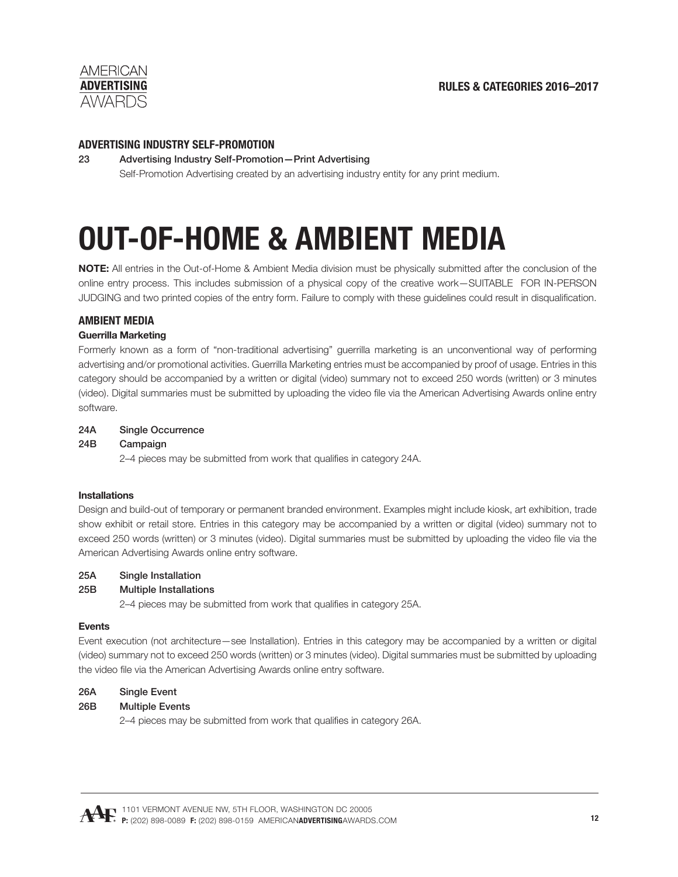### ADVERTISING INDUSTRY SELF-PROMOTION

**23 Advertising Industry Self-Promotion — Print Advertising**

Self-Promotion Advertising created by an advertising industry entity for any print medium.

# OUT-OF-HOME & AMBIENT MEDIA

**NOTE:** All entries in the Out-of-Home & Ambient Media division must be physically submitted after the conclusion of the online entry process. This includes submission of a physical copy of the creative work—SUITABLE FOR IN-PERSON JUDGING and two printed copies of the entry form. Failure to comply with these guidelines could result in disqualification.

### AMBIENT MEDIA

#### Guerrilla Marketing

Formerly known as a form of "non-traditional advertising" guerrilla marketing is an unconventional way of performing advertising and/or promotional activities. Guerrilla Marketing entries must be accompanied by proof of usage. Entries in this category should be accompanied by a written or digital (video) summary not to exceed 250 words (written) or 3 minutes (video). Digital summaries must be submitted by uploading the video file via the American Advertising Awards online entry software.

**24A Single Occurrence**

**24B Campaign**

2–4 pieces may be submitted from work that qualifies in category 24A.

#### Installations

Design and build-out of temporary or permanent branded environment. Examples might include kiosk, art exhibition, trade show exhibit or retail store. Entries in this category may be accompanied by a written or digital (video) summary not to exceed 250 words (written) or 3 minutes (video). Digital summaries must be submitted by uploading the video file via the American Advertising Awards online entry software.

**25A Single Installation**

**25B Multiple Installations**

2–4 pieces may be submitted from work that qualifies in category 25A.

#### Events

Event execution (not architecture—see Installation). Entries in this category may be accompanied by a written or digital (video) summary not to exceed 250 words (written) or 3 minutes (video). Digital summaries must be submitted by uploading the video file via the American Advertising Awards online entry software.

**26A Single Event**

**26B Multiple Events**

2–4 pieces may be submitted from work that qualifies in category 26A.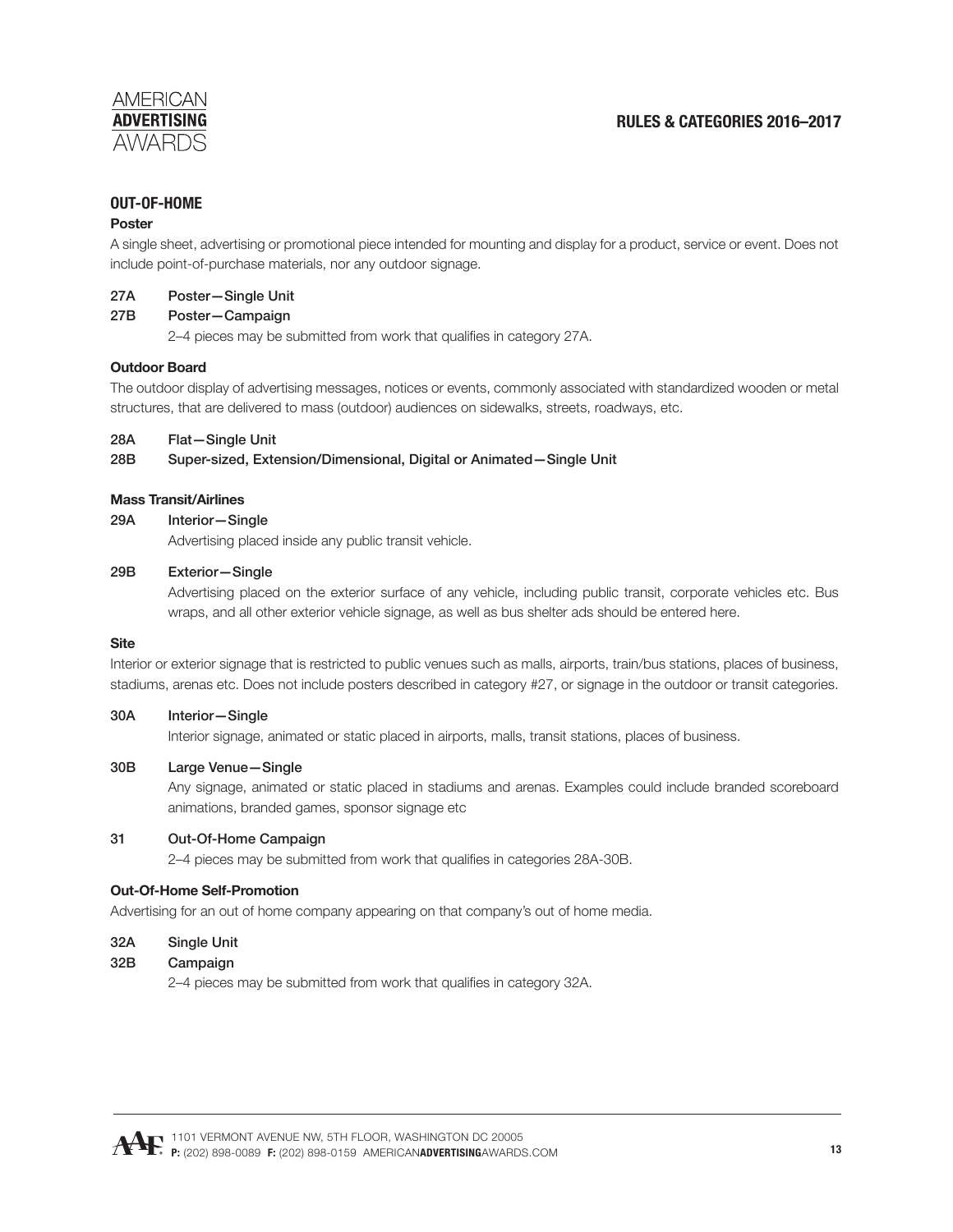## OUT-OF-HOME

### Poster

A single sheet, advertising or promotional piece intended for mounting and display for a product, service or event. Does not include point-of-purchase materials, nor any outdoor signage.

**27A Poster—Single Unit**

**27B Poster—Campaign**

2–4 pieces may be submitted from work that qualifies in category 27A.

### Outdoor Board

The outdoor display of advertising messages, notices or events, commonly associated with standardized wooden or metal structures, that are delivered to mass (outdoor) audiences on sidewalks, streets, roadways, etc.

**28A Flat—Single Unit**

**28B Super-sized, Extension/Dimensional, Digital or Animated—Single Unit**

### Mass Transit/Airlines

**29A Interior—Single**

Advertising placed inside any public transit vehicle.

**29B Exterior—Single**

Advertising placed on the exterior surface of any vehicle, including public transit, corporate vehicles etc. Bus wraps, and all other exterior vehicle signage, as well as bus shelter ads should be entered here.

### Site

Interior or exterior signage that is restricted to public venues such as malls, airports, train/bus stations, places of business, stadiums, arenas etc. Does not include posters described in category #27, or signage in the outdoor or transit categories.

**30A Interior—Single**

Interior signage, animated or static placed in airports, malls, transit stations, places of business.

**30B Large Venue—Single**

Any signage, animated or static placed in stadiums and arenas. Examples could include branded scoreboard animations, branded games, sponsor signage etc

**31 Out-Of-Home Campaign**

2–4 pieces may be submitted from work that qualifies in categories 28A-30B.

### Out-Of-Home Self-Promotion

Advertising for an out of home company appearing on that company's out of home media.

**32A Single Unit**

**32B Campaign**

2–4 pieces may be submitted from work that qualifies in category 32A.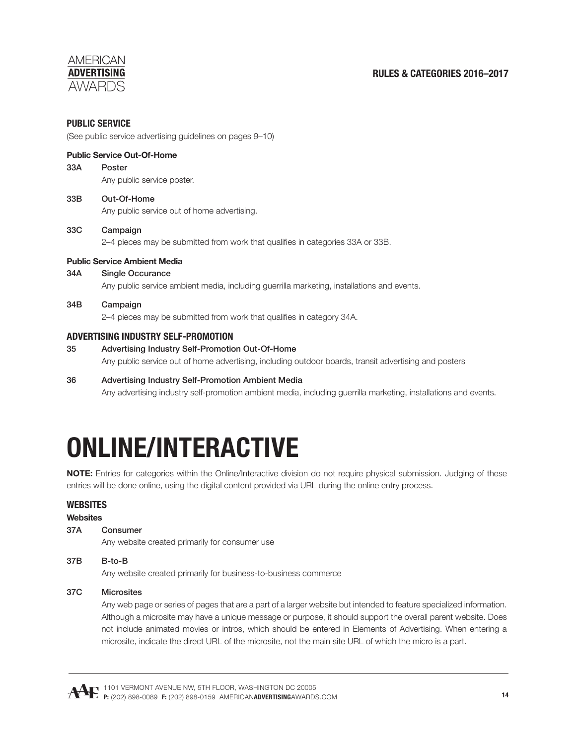## PUBLIC SERVICE

(See public service advertising guidelines on pages 9–10)

**Public Service Out-Of-Home**

**33A** Poster
Any public service poster.

**33B** Out-Of-Home
Any public service out of home advertising.

**33C** Campaign
2–4 pieces may be submitted from work that qualifies in categories 33A or 33B.

**Public Service Ambient Media**

**34A** Single Occurance
Any public service ambient media, including guerrilla marketing, installations and events.

**34B** Campaign
2–4 pieces may be submitted from work that qualifies in category 34A.

## ADVERTISING INDUSTRY SELF-PROMOTION

**35** Advertising Industry Self-Promotion Out-Of-Home
Any public service out of home advertising, including outdoor boards, transit advertising and posters

**36** Advertising Industry Self-Promotion Ambient Media
Any advertising industry self-promotion ambient media, including guerrilla marketing, installations and events.

# ONLINE/INTERACTIVE

**NOTE:** Entries for categories within the Online/Interactive division do not require physical submission. Judging of these entries will be done online, using the digital content provided via URL during the online entry process.

## WEBSITES

**Websites**

**37A** Consumer
Any website created primarily for consumer use

**37B** B-to-B
Any website created primarily for business-to-business commerce

**37C** Microsites
Any web page or series of pages that are a part of a larger website but intended to feature specialized information. Although a microsite may have a unique message or purpose, it should support the overall parent website. Does not include animated movies or intros, which should be entered in Elements of Advertising. When entering a microsite, indicate the direct URL of the microsite, not the main site URL of which the micro is a part.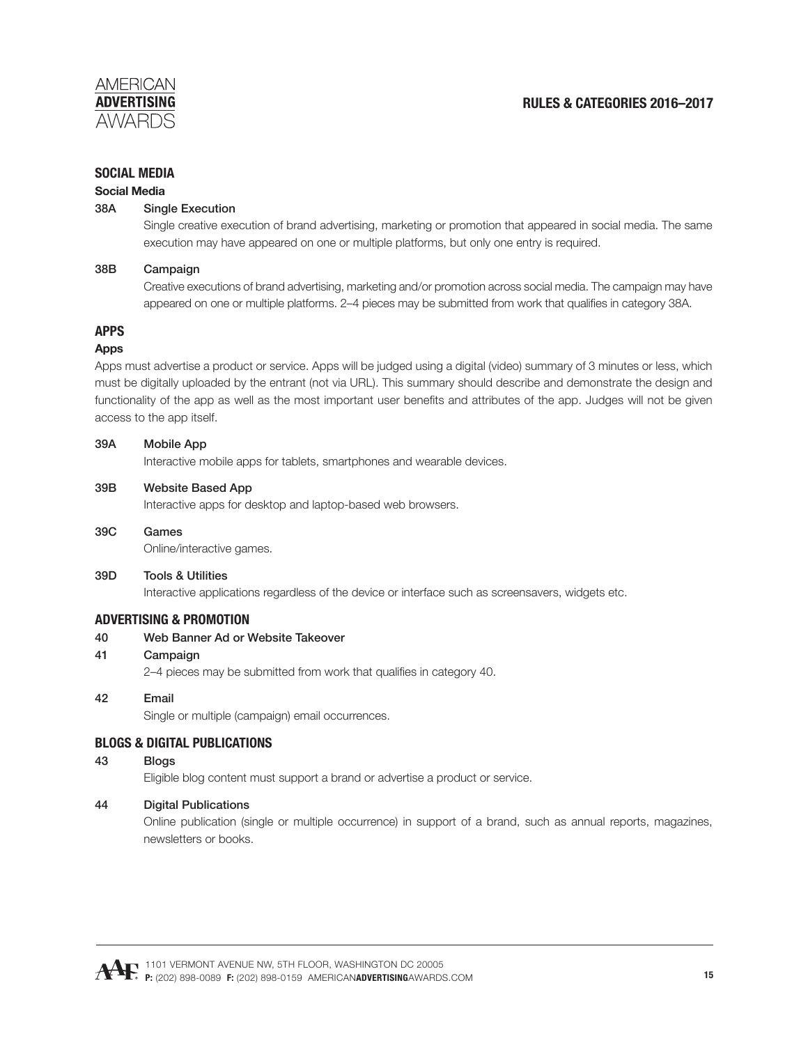## SOCIAL MEDIA

### Social Media

**38A Single Execution**

Single creative execution of brand advertising, marketing or promotion that appeared in social media. The same execution may have appeared on one or multiple platforms, but only one entry is required.

**38B Campaign**

Creative executions of brand advertising, marketing and/or promotion across social media. The campaign may have appeared on one or multiple platforms. 2–4 pieces may be submitted from work that qualifies in category 38A.

## APPS

### Apps

Apps must advertise a product or service. Apps will be judged using a digital (video) summary of 3 minutes or less, which must be digitally uploaded by the entrant (not via URL). This summary should describe and demonstrate the design and functionality of the app as well as the most important user benefits and attributes of the app. Judges will not be given access to the app itself.

**39A Mobile App**

Interactive mobile apps for tablets, smartphones and wearable devices.

**39B Website Based App**

Interactive apps for desktop and laptop-based web browsers.

**39C Games**

Online/interactive games.

**39D Tools & Utilities**

Interactive applications regardless of the device or interface such as screensavers, widgets etc.

## ADVERTISING & PROMOTION

**40 Web Banner Ad or Website Takeover**

**41 Campaign**

2–4 pieces may be submitted from work that qualifies in category 40.

**42 Email**

Single or multiple (campaign) email occurrences.

## BLOGS & DIGITAL PUBLICATIONS

**43 Blogs**

Eligible blog content must support a brand or advertise a product or service.

**44 Digital Publications**

Online publication (single or multiple occurrence) in support of a brand, such as annual reports, magazines, newsletters or books.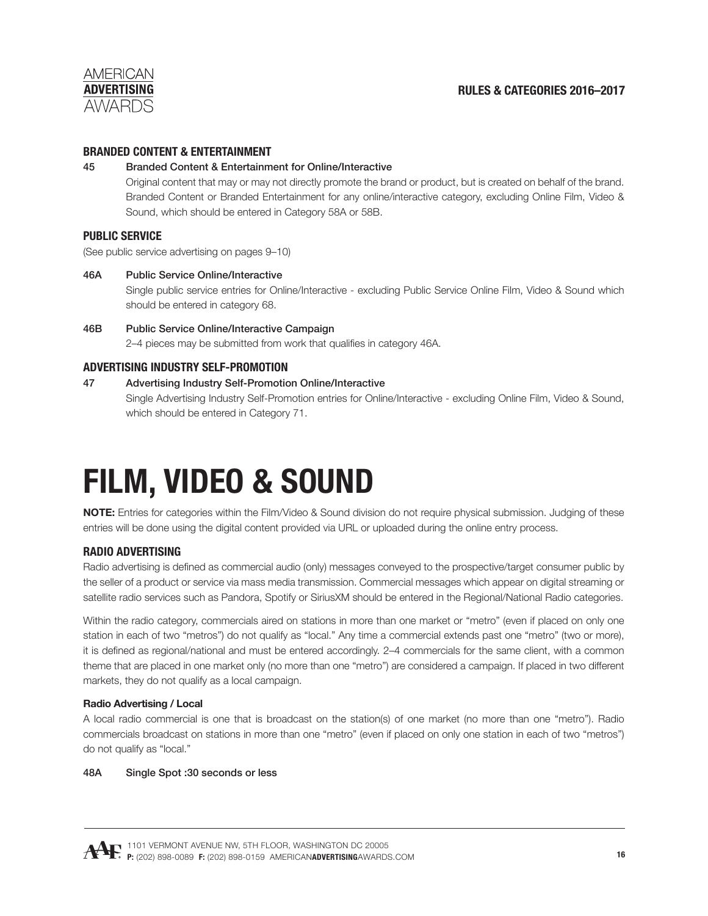### BRANDED CONTENT & ENTERTAINMENT

**45 Branded Content & Entertainment for Online/Interactive**

Original content that may or may not directly promote the brand or product, but is created on behalf of the brand. Branded Content or Branded Entertainment for any online/interactive category, excluding Online Film, Video & Sound, which should be entered in Category 58A or 58B.

### PUBLIC SERVICE

(See public service advertising on pages 9–10)

**46A Public Service Online/Interactive**

Single public service entries for Online/Interactive - excluding Public Service Online Film, Video & Sound which should be entered in category 68.

**46B Public Service Online/Interactive Campaign**

2–4 pieces may be submitted from work that qualifies in category 46A.

### ADVERTISING INDUSTRY SELF-PROMOTION

**47 Advertising Industry Self-Promotion Online/Interactive**

Single Advertising Industry Self-Promotion entries for Online/Interactive - excluding Online Film, Video & Sound, which should be entered in Category 71.

# FILM, VIDEO & SOUND

**NOTE:** Entries for categories within the Film/Video & Sound division do not require physical submission. Judging of these entries will be done using the digital content provided via URL or uploaded during the online entry process.

### RADIO ADVERTISING

Radio advertising is defined as commercial audio (only) messages conveyed to the prospective/target consumer public by the seller of a product or service via mass media transmission. Commercial messages which appear on digital streaming or satellite radio services such as Pandora, Spotify or SiriusXM should be entered in the Regional/National Radio categories.

Within the radio category, commercials aired on stations in more than one market or "metro" (even if placed on only one station in each of two "metros") do not qualify as "local." Any time a commercial extends past one "metro" (two or more), it is defined as regional/national and must be entered accordingly. 2–4 commercials for the same client, with a common theme that are placed in one market only (no more than one "metro") are considered a campaign. If placed in two different markets, they do not qualify as a local campaign.

#### Radio Advertising / Local

A local radio commercial is one that is broadcast on the station(s) of one market (no more than one "metro"). Radio commercials broadcast on stations in more than one "metro" (even if placed on only one station in each of two "metros") do not qualify as "local."

**48A Single Spot :30 seconds or less**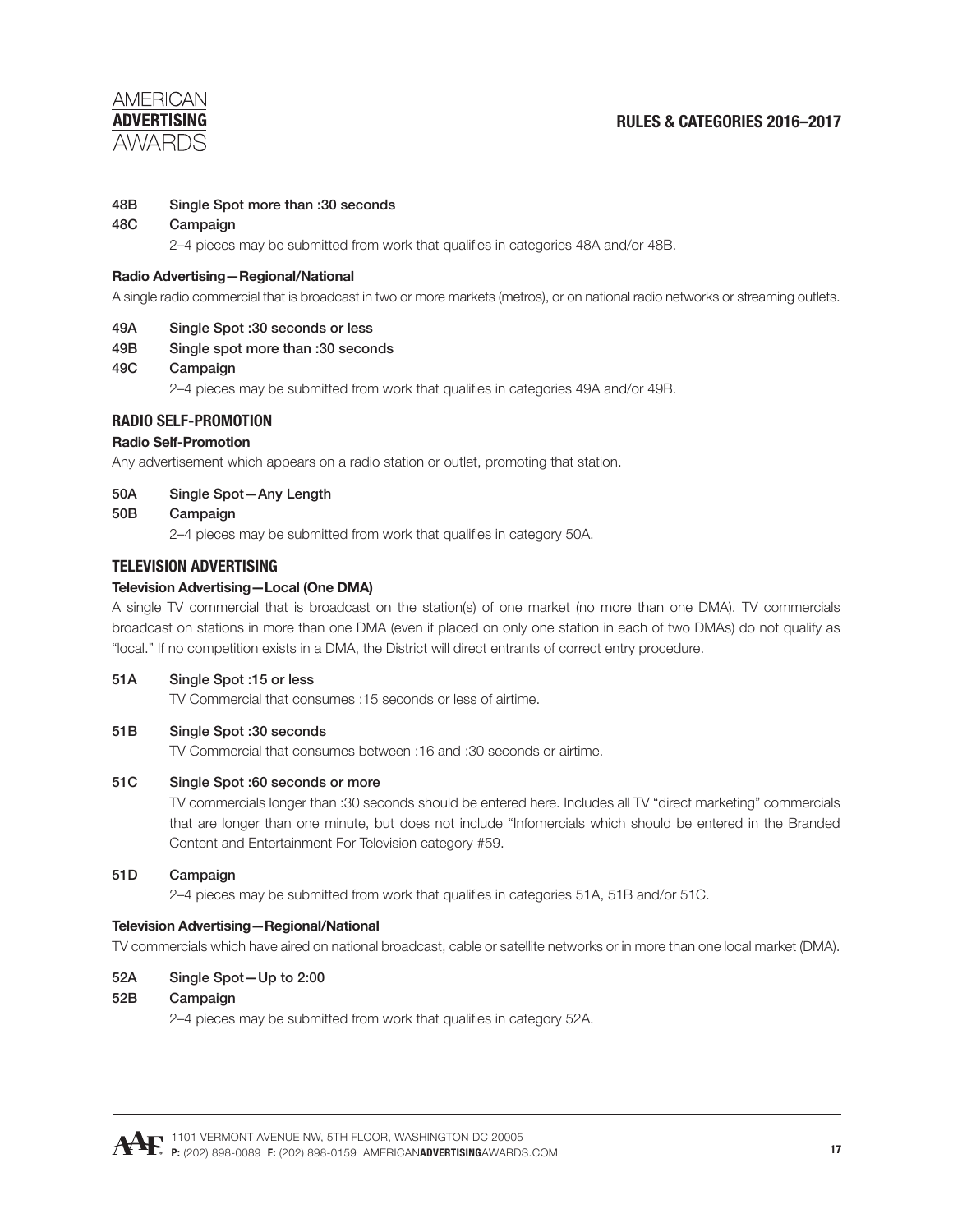48B Single Spot more than :30 seconds

48C Campaign

2–4 pieces may be submitted from work that qualifies in categories 48A and/or 48B.

**Radio Advertising—Regional/National**

A single radio commercial that is broadcast in two or more markets (metros), or on national radio networks or streaming outlets.

49A Single Spot :30 seconds or less

49B Single spot more than :30 seconds

49C Campaign

2–4 pieces may be submitted from work that qualifies in categories 49A and/or 49B.

## RADIO SELF-PROMOTION

**Radio Self-Promotion**

Any advertisement which appears on a radio station or outlet, promoting that station.

50A Single Spot—Any Length

50B Campaign

2–4 pieces may be submitted from work that qualifies in category 50A.

## TELEVISION ADVERTISING

**Television Advertising—Local (One DMA)**

A single TV commercial that is broadcast on the station(s) of one market (no more than one DMA). TV commercials broadcast on stations in more than one DMA (even if placed on only one station in each of two DMAs) do not qualify as "local." If no competition exists in a DMA, the District will direct entrants of correct entry procedure.

51A Single Spot :15 or less

TV Commercial that consumes :15 seconds or less of airtime.

51B Single Spot :30 seconds

TV Commercial that consumes between :16 and :30 seconds or airtime.

51C Single Spot :60 seconds or more

TV commercials longer than :30 seconds should be entered here. Includes all TV "direct marketing" commercials that are longer than one minute, but does not include "Infomercials which should be entered in the Branded Content and Entertainment For Television category #59.

51D Campaign

2–4 pieces may be submitted from work that qualifies in categories 51A, 51B and/or 51C.

**Television Advertising—Regional/National**

TV commercials which have aired on national broadcast, cable or satellite networks or in more than one local market (DMA).

52A Single Spot—Up to 2:00

52B Campaign

2–4 pieces may be submitted from work that qualifies in category 52A.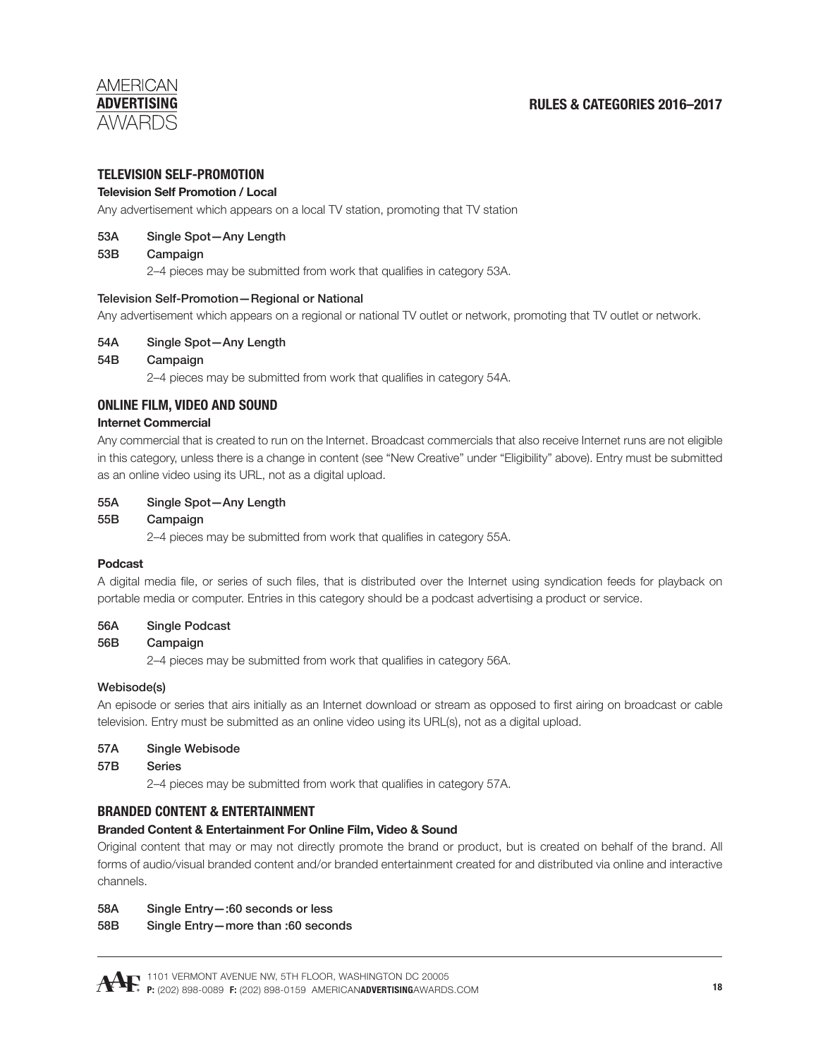## TELEVISION SELF-PROMOTION

### Television Self Promotion / Local

Any advertisement which appears on a local TV station, promoting that TV station

**53A** Single Spot—Any Length

**53B** Campaign

2–4 pieces may be submitted from work that qualifies in category 53A.

### Television Self-Promotion—Regional or National

Any advertisement which appears on a regional or national TV outlet or network, promoting that TV outlet or network.

**54A** Single Spot—Any Length

**54B** Campaign

2–4 pieces may be submitted from work that qualifies in category 54A.

## ONLINE FILM, VIDEO AND SOUND

### Internet Commercial

Any commercial that is created to run on the Internet. Broadcast commercials that also receive Internet runs are not eligible in this category, unless there is a change in content (see "New Creative" under "Eligibility" above). Entry must be submitted as an online video using its URL, not as a digital upload.

**55A** Single Spot—Any Length

**55B** Campaign

2–4 pieces may be submitted from work that qualifies in category 55A.

### Podcast

A digital media file, or series of such files, that is distributed over the Internet using syndication feeds for playback on portable media or computer. Entries in this category should be a podcast advertising a product or service.

**56A** Single Podcast

**56B** Campaign

2–4 pieces may be submitted from work that qualifies in category 56A.

### Webisode(s)

An episode or series that airs initially as an Internet download or stream as opposed to first airing on broadcast or cable television. Entry must be submitted as an online video using its URL(s), not as a digital upload.

**57A** Single Webisode

**57B** Series

2–4 pieces may be submitted from work that qualifies in category 57A.

## BRANDED CONTENT & ENTERTAINMENT

### Branded Content & Entertainment For Online Film, Video & Sound

Original content that may or may not directly promote the brand or product, but is created on behalf of the brand. All forms of audio/visual branded content and/or branded entertainment created for and distributed via online and interactive channels.

**58A** Single Entry—:60 seconds or less

**58B** Single Entry—more than :60 seconds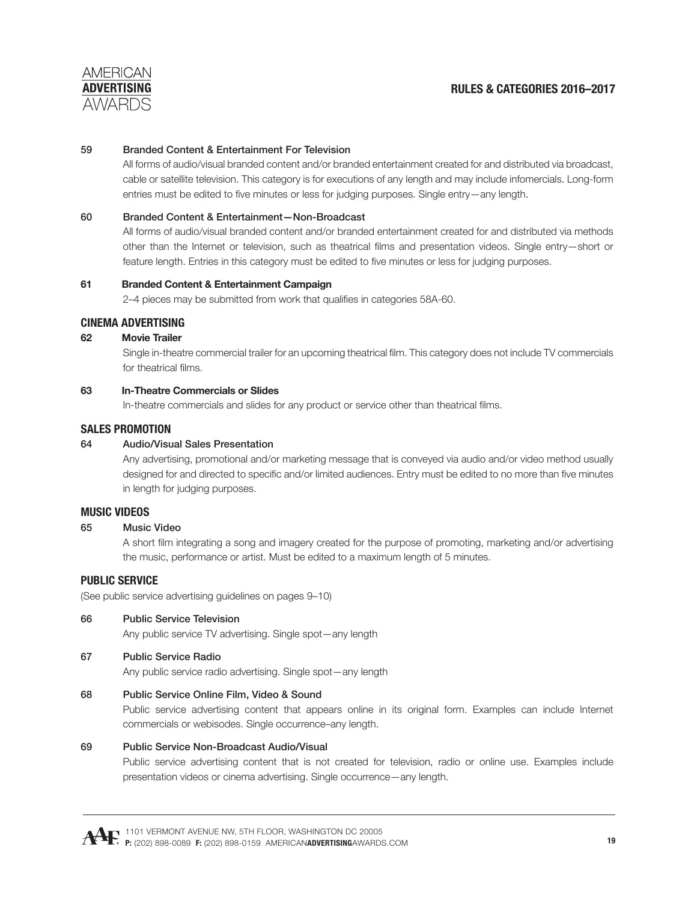### 59 Branded Content & Entertainment For Television

All forms of audio/visual branded content and/or branded entertainment created for and distributed via broadcast, cable or satellite television. This category is for executions of any length and may include infomercials. Long-form entries must be edited to five minutes or less for judging purposes. Single entry—any length.

### 60 Branded Content & Entertainment—Non-Broadcast

All forms of audio/visual branded content and/or branded entertainment created for and distributed via methods other than the Internet or television, such as theatrical films and presentation videos. Single entry—short or feature length. Entries in this category must be edited to five minutes or less for judging purposes.

### 61 Branded Content & Entertainment Campaign

2–4 pieces may be submitted from work that qualifies in categories 58A-60.

## CINEMA ADVERTISING

### 62 Movie Trailer

Single in-theatre commercial trailer for an upcoming theatrical film. This category does not include TV commercials for theatrical films.

### 63 In-Theatre Commercials or Slides

In-theatre commercials and slides for any product or service other than theatrical films.

## SALES PROMOTION

### 64 Audio/Visual Sales Presentation

Any advertising, promotional and/or marketing message that is conveyed via audio and/or video method usually designed for and directed to specific and/or limited audiences. Entry must be edited to no more than five minutes in length for judging purposes.

## MUSIC VIDEOS

### 65 Music Video

A short film integrating a song and imagery created for the purpose of promoting, marketing and/or advertising the music, performance or artist. Must be edited to a maximum length of 5 minutes.

## PUBLIC SERVICE

(See public service advertising guidelines on pages 9–10)

### 66 Public Service Television

Any public service TV advertising. Single spot—any length

### 67 Public Service Radio

Any public service radio advertising. Single spot—any length

### 68 Public Service Online Film, Video & Sound

Public service advertising content that appears online in its original form. Examples can include Internet commercials or webisodes. Single occurrence–any length.

### 69 Public Service Non-Broadcast Audio/Visual

Public service advertising content that is not created for television, radio or online use. Examples include presentation videos or cinema advertising. Single occurrence—any length.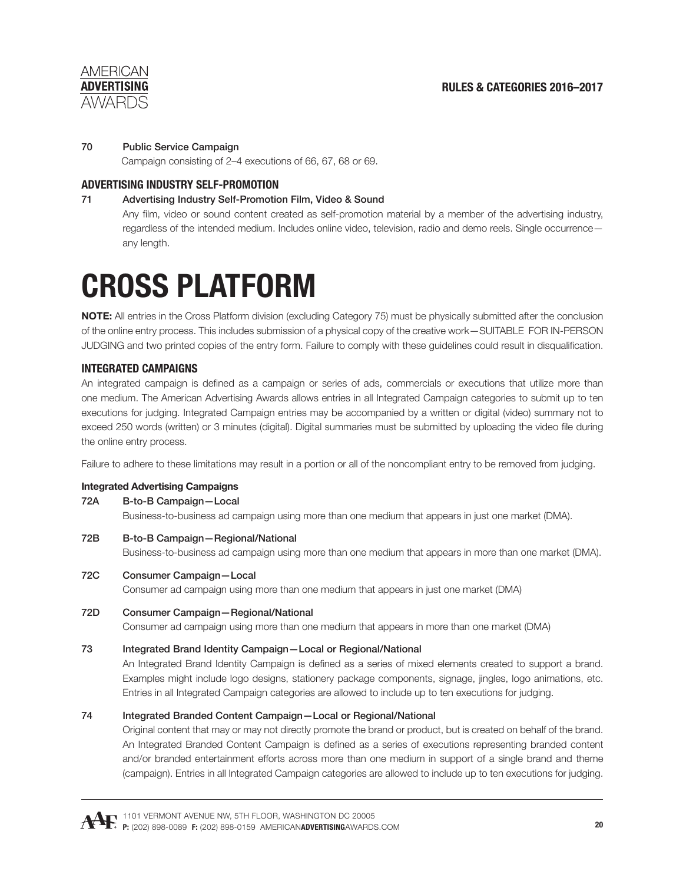**70 Public Service Campaign**

Campaign consisting of 2–4 executions of 66, 67, 68 or 69.

### ADVERTISING INDUSTRY SELF-PROMOTION

**71 Advertising Industry Self-Promotion Film, Video & Sound**

Any film, video or sound content created as self-promotion material by a member of the advertising industry, regardless of the intended medium. Includes online video, television, radio and demo reels. Single occurrence—any length.

# CROSS PLATFORM

**NOTE:** All entries in the Cross Platform division (excluding Category 75) must be physically submitted after the conclusion of the online entry process. This includes submission of a physical copy of the creative work—SUITABLE FOR IN-PERSON JUDGING and two printed copies of the entry form. Failure to comply with these guidelines could result in disqualification.

### INTEGRATED CAMPAIGNS

An integrated campaign is defined as a campaign or series of ads, commercials or executions that utilize more than one medium. The American Advertising Awards allows entries in all Integrated Campaign categories to submit up to ten executions for judging. Integrated Campaign entries may be accompanied by a written or digital (video) summary not to exceed 250 words (written) or 3 minutes (digital). Digital summaries must be submitted by uploading the video file during the online entry process.

Failure to adhere to these limitations may result in a portion or all of the noncompliant entry to be removed from judging.

**Integrated Advertising Campaigns**

**72A B-to-B Campaign—Local**

Business-to-business ad campaign using more than one medium that appears in just one market (DMA).

**72B B-to-B Campaign—Regional/National**

Business-to-business ad campaign using more than one medium that appears in more than one market (DMA).

**72C Consumer Campaign—Local**

Consumer ad campaign using more than one medium that appears in just one market (DMA)

**72D Consumer Campaign—Regional/National**

Consumer ad campaign using more than one medium that appears in more than one market (DMA)

**73 Integrated Brand Identity Campaign—Local or Regional/National**

An Integrated Brand Identity Campaign is defined as a series of mixed elements created to support a brand. Examples might include logo designs, stationery package components, signage, jingles, logo animations, etc. Entries in all Integrated Campaign categories are allowed to include up to ten executions for judging.

**74 Integrated Branded Content Campaign—Local or Regional/National**

Original content that may or may not directly promote the brand or product, but is created on behalf of the brand. An Integrated Branded Content Campaign is defined as a series of executions representing branded content and/or branded entertainment efforts across more than one medium in support of a single brand and theme (campaign). Entries in all Integrated Campaign categories are allowed to include up to ten executions for judging.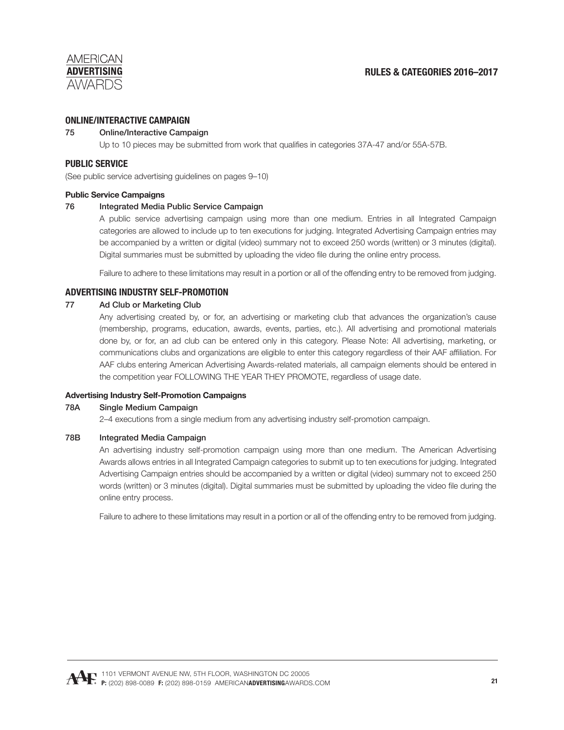## ONLINE/INTERACTIVE CAMPAIGN

**75 Online/Interactive Campaign**

Up to 10 pieces may be submitted from work that qualifies in categories 37A-47 and/or 55A-57B.

## PUBLIC SERVICE

(See public service advertising guidelines on pages 9–10)

### Public Service Campaigns

**76 Integrated Media Public Service Campaign**

A public service advertising campaign using more than one medium. Entries in all Integrated Campaign categories are allowed to include up to ten executions for judging. Integrated Advertising Campaign entries may be accompanied by a written or digital (video) summary not to exceed 250 words (written) or 3 minutes (digital). Digital summaries must be submitted by uploading the video file during the online entry process.

Failure to adhere to these limitations may result in a portion or all of the offending entry to be removed from judging.

## ADVERTISING INDUSTRY SELF-PROMOTION

**77 Ad Club or Marketing Club**

Any advertising created by, or for, an advertising or marketing club that advances the organization's cause (membership, programs, education, awards, events, parties, etc.). All advertising and promotional materials done by, or for, an ad club can be entered only in this category. Please Note: All advertising, marketing, or communications clubs and organizations are eligible to enter this category regardless of their AAF affiliation. For AAF clubs entering American Advertising Awards-related materials, all campaign elements should be entered in the competition year FOLLOWING THE YEAR THEY PROMOTE, regardless of usage date.

### Advertising Industry Self-Promotion Campaigns

**78A Single Medium Campaign**

2–4 executions from a single medium from any advertising industry self-promotion campaign.

**78B Integrated Media Campaign**

An advertising industry self-promotion campaign using more than one medium. The American Advertising Awards allows entries in all Integrated Campaign categories to submit up to ten executions for judging. Integrated Advertising Campaign entries should be accompanied by a written or digital (video) summary not to exceed 250 words (written) or 3 minutes (digital). Digital summaries must be submitted by uploading the video file during the online entry process.

Failure to adhere to these limitations may result in a portion or all of the offending entry to be removed from judging.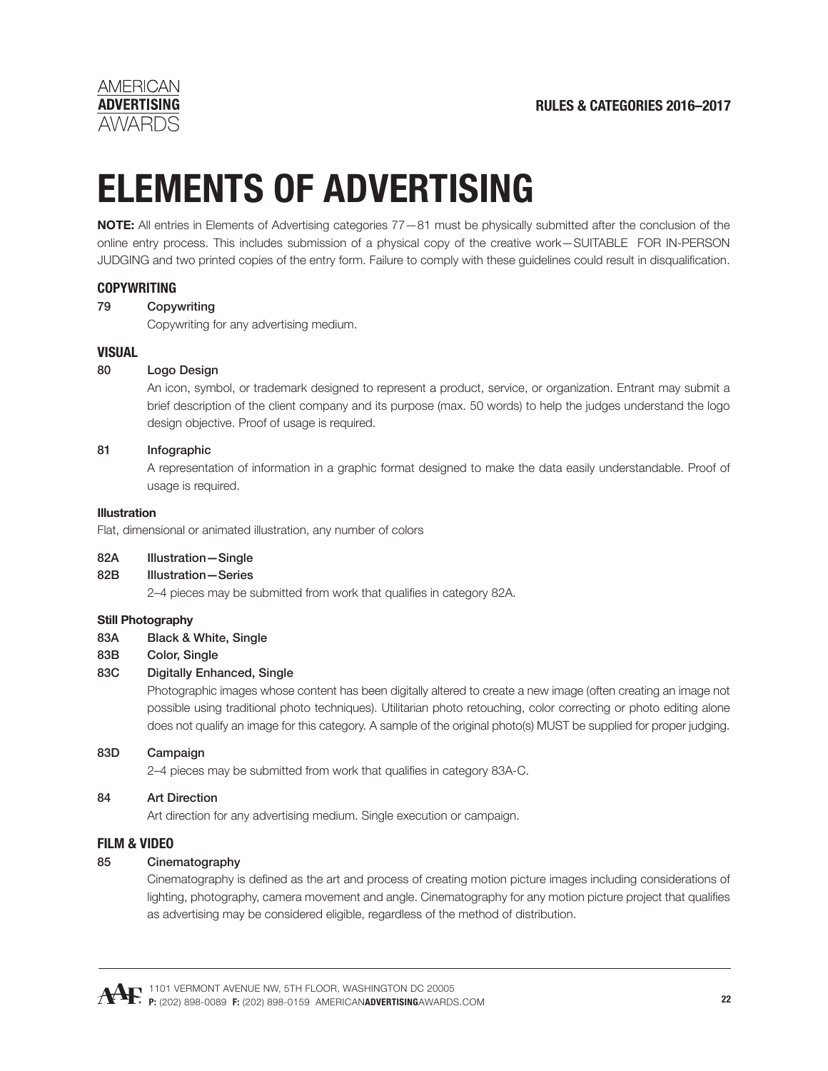# ELEMENTS OF ADVERTISING

**NOTE:** All entries in Elements of Advertising categories 77—81 must be physically submitted after the conclusion of the online entry process. This includes submission of a physical copy of the creative work—SUITABLE FOR IN-PERSON JUDGING and two printed copies of the entry form. Failure to comply with these guidelines could result in disqualification.

## COPYWRITING

**79 Copywriting**

Copywriting for any advertising medium.

## VISUAL

**80 Logo Design**

An icon, symbol, or trademark designed to represent a product, service, or organization. Entrant may submit a brief description of the client company and its purpose (max. 50 words) to help the judges understand the logo design objective. Proof of usage is required.

**81 Infographic**

A representation of information in a graphic format designed to make the data easily understandable. Proof of usage is required.

### Illustration

Flat, dimensional or animated illustration, any number of colors

**82A Illustration—Single**

**82B Illustration—Series**

2–4 pieces may be submitted from work that qualifies in category 82A.

### Still Photography

**83A Black & White, Single**

**83B Color, Single**

**83C Digitally Enhanced, Single**

Photographic images whose content has been digitally altered to create a new image (often creating an image not possible using traditional photo techniques). Utilitarian photo retouching, color correcting or photo editing alone does not qualify an image for this category. A sample of the original photo(s) MUST be supplied for proper judging.

**83D Campaign**

2–4 pieces may be submitted from work that qualifies in category 83A-C.

**84 Art Direction**

Art direction for any advertising medium. Single execution or campaign.

## FILM & VIDEO

**85 Cinematography**

Cinematography is defined as the art and process of creating motion picture images including considerations of lighting, photography, camera movement and angle. Cinematography for any motion picture project that qualifies as advertising may be considered eligible, regardless of the method of distribution.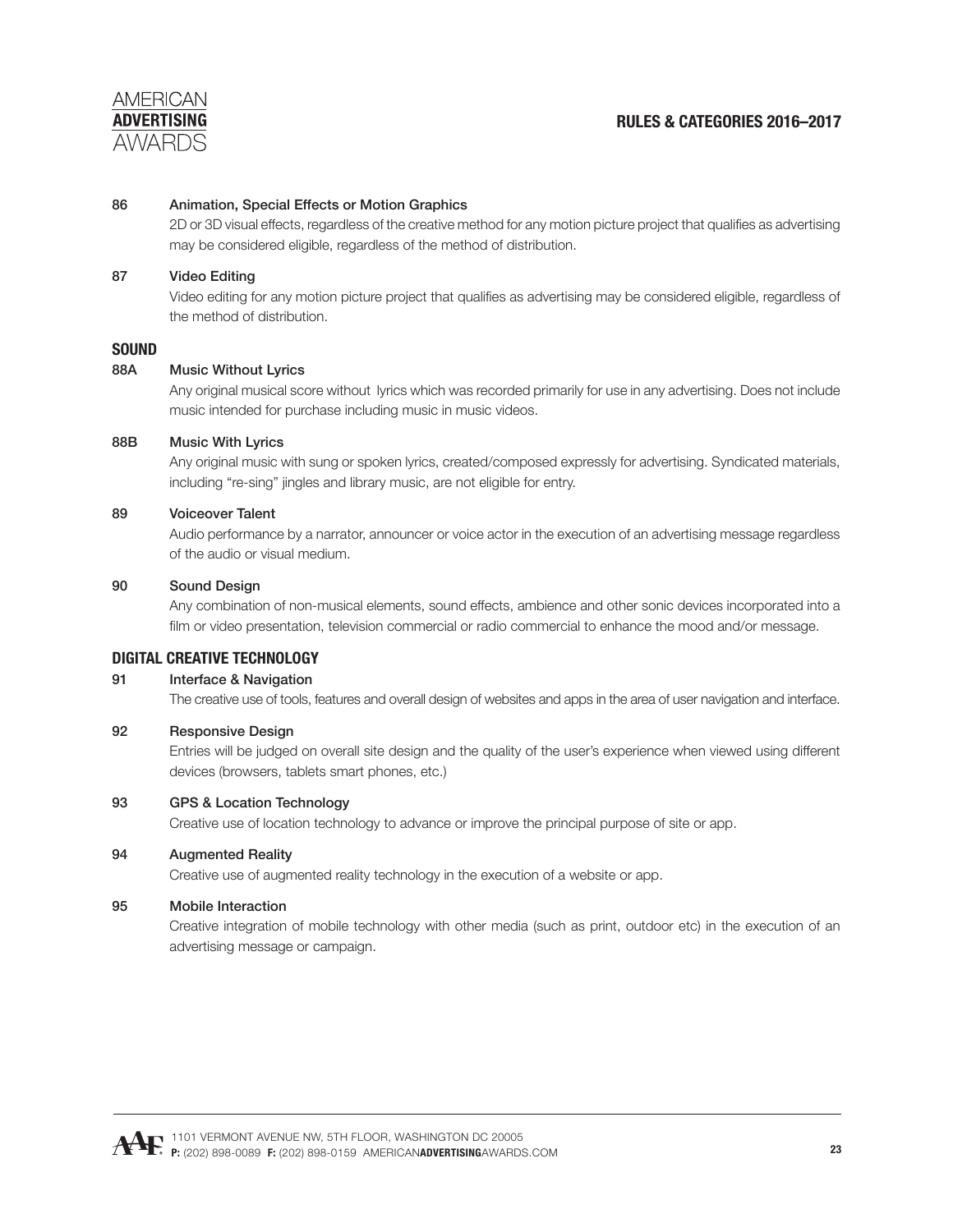**86 Animation, Special Effects or Motion Graphics**

2D or 3D visual effects, regardless of the creative method for any motion picture project that qualifies as advertising may be considered eligible, regardless of the method of distribution.

**87 Video Editing**

Video editing for any motion picture project that qualifies as advertising may be considered eligible, regardless of the method of distribution.

## SOUND

**88A Music Without Lyrics**

Any original musical score without lyrics which was recorded primarily for use in any advertising. Does not include music intended for purchase including music in music videos.

**88B Music With Lyrics**

Any original music with sung or spoken lyrics, created/composed expressly for advertising. Syndicated materials, including "re-sing" jingles and library music, are not eligible for entry.

**89 Voiceover Talent**

Audio performance by a narrator, announcer or voice actor in the execution of an advertising message regardless of the audio or visual medium.

**90 Sound Design**

Any combination of non-musical elements, sound effects, ambience and other sonic devices incorporated into a film or video presentation, television commercial or radio commercial to enhance the mood and/or message.

## DIGITAL CREATIVE TECHNOLOGY

**91 Interface & Navigation**

The creative use of tools, features and overall design of websites and apps in the area of user navigation and interface.

**92 Responsive Design**

Entries will be judged on overall site design and the quality of the user's experience when viewed using different devices (browsers, tablets smart phones, etc.)

**93 GPS & Location Technology**

Creative use of location technology to advance or improve the principal purpose of site or app.

**94 Augmented Reality**

Creative use of augmented reality technology in the execution of a website or app.

**95 Mobile Interaction**

Creative integration of mobile technology with other media (such as print, outdoor etc) in the execution of an advertising message or campaign.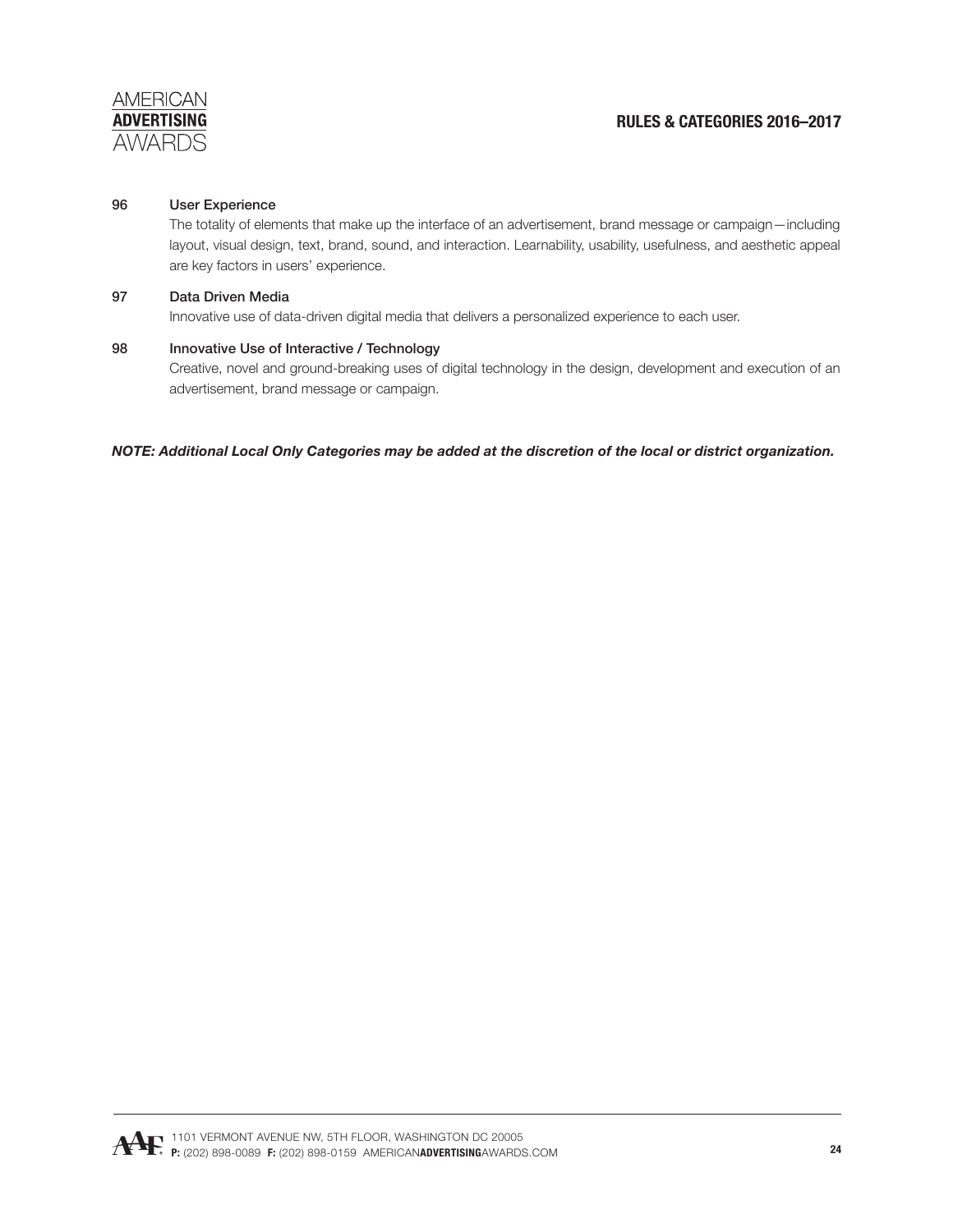**96 User Experience**

The totality of elements that make up the interface of an advertisement, brand message or campaign—including layout, visual design, text, brand, sound, and interaction. Learnability, usability, usefulness, and aesthetic appeal are key factors in users' experience.

**97 Data Driven Media**

Innovative use of data-driven digital media that delivers a personalized experience to each user.

**98 Innovative Use of Interactive / Technology**

Creative, novel and ground-breaking uses of digital technology in the design, development and execution of an advertisement, brand message or campaign.

***NOTE: Additional Local Only Categories may be added at the discretion of the local or district organization.***